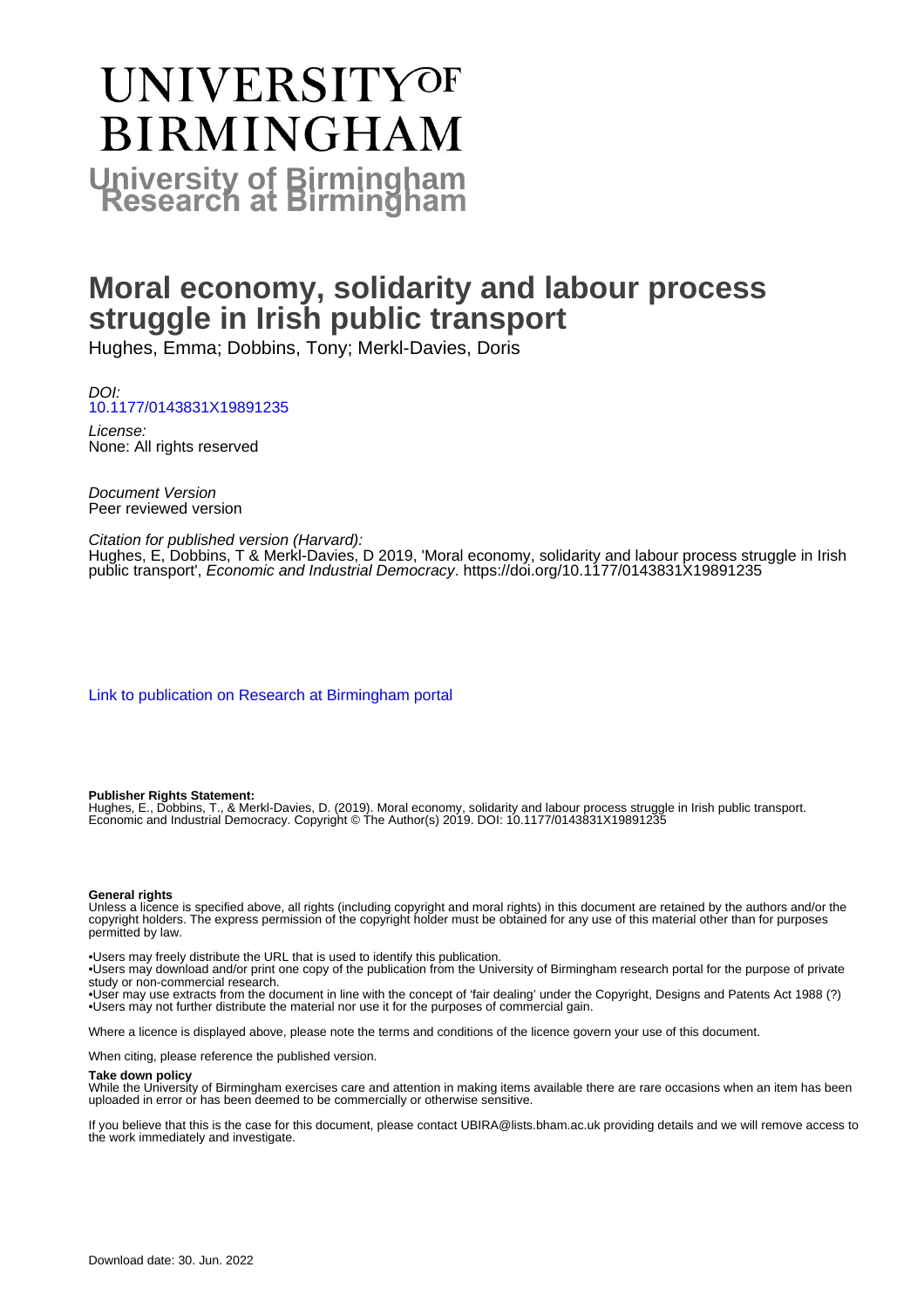# UNIVERSITY OF BIRMINGHAM

## University of Birmingham Research at Birmingham

# Moral economy, solidarity and labour process struggle in Irish public transport

Hughes, Emma; Dobbins, Tony; Merkl-Davies, Doris

*DOI:*
[10.1177/0143831X19891235](https://doi.org/10.1177/0143831X19891235)

*License:*
None: All rights reserved

*Document Version*
Peer reviewed version

*Citation for published version (Harvard):*
Hughes, E, Dobbins, T & Merkl-Davies, D 2019, 'Moral economy, solidarity and labour process struggle in Irish public transport', *Economic and Industrial Democracy*. https://doi.org/10.1177/0143831X19891235

[Link to publication on Research at Birmingham portal](#)

**Publisher Rights Statement:**
Hughes, E., Dobbins, T., & Merkl-Davies, D. (2019). Moral economy, solidarity and labour process struggle in Irish public transport. Economic and Industrial Democracy. Copyright © The Author(s) 2019. DOI: 10.1177/0143831X19891235

**General rights**
Unless a licence is specified above, all rights (including copyright and moral rights) in this document are retained by the authors and/or the copyright holders. The express permission of the copyright holder must be obtained for any use of this material other than for purposes permitted by law.

•Users may freely distribute the URL that is used to identify this publication.
•Users may download and/or print one copy of the publication from the University of Birmingham research portal for the purpose of private study or non-commercial research.
•User may use extracts from the document in line with the concept of 'fair dealing' under the Copyright, Designs and Patents Act 1988 (?)
•Users may not further distribute the material nor use it for the purposes of commercial gain.

Where a licence is displayed above, please note the terms and conditions of the licence govern your use of this document.

When citing, please reference the published version.

**Take down policy**
While the University of Birmingham exercises care and attention in making items available there are rare occasions when an item has been uploaded in error or has been deemed to be commercially or otherwise sensitive.

If you believe that this is the case for this document, please contact UBIRA@lists.bham.ac.uk providing details and we will remove access to the work immediately and investigate.

Download date: 30. Jun. 2022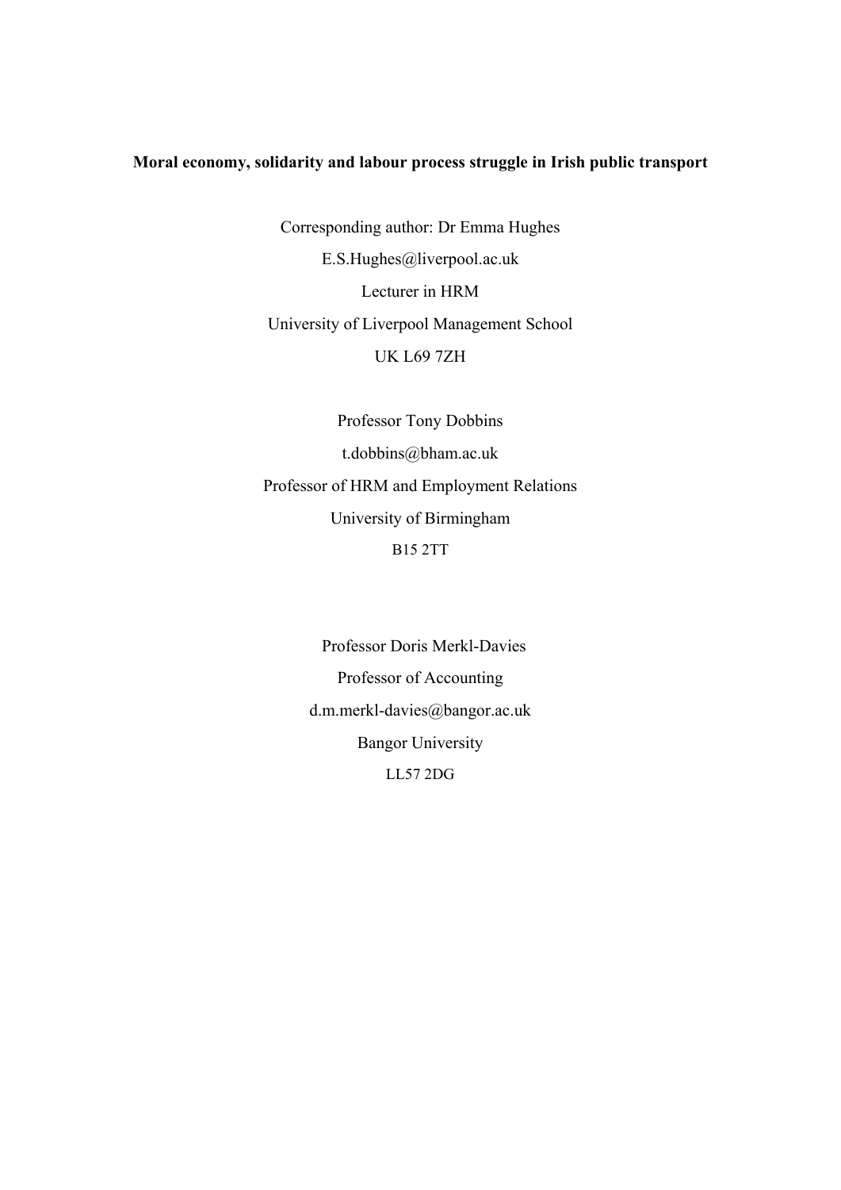**Moral economy, solidarity and labour process struggle in Irish public transport**

Corresponding author: Dr Emma Hughes

E.S.Hughes@liverpool.ac.uk

Lecturer in HRM

University of Liverpool Management School

UK L69 7ZH

Professor Tony Dobbins

t.dobbins@bham.ac.uk

Professor of HRM and Employment Relations

University of Birmingham

B15 2TT

Professor Doris Merkl-Davies

Professor of Accounting

d.m.merkl-davies@bangor.ac.uk

Bangor University

LL57 2DG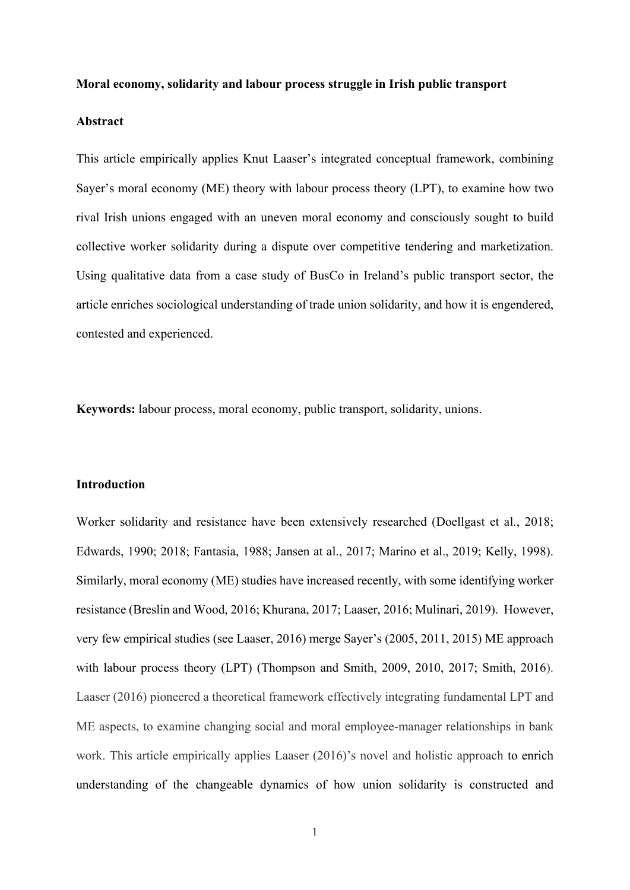**Moral economy, solidarity and labour process struggle in Irish public transport**

**Abstract**

This article empirically applies Knut Laaser's integrated conceptual framework, combining Sayer's moral economy (ME) theory with labour process theory (LPT), to examine how two rival Irish unions engaged with an uneven moral economy and consciously sought to build collective worker solidarity during a dispute over competitive tendering and marketization. Using qualitative data from a case study of BusCo in Ireland's public transport sector, the article enriches sociological understanding of trade union solidarity, and how it is engendered, contested and experienced.

**Keywords:** labour process, moral economy, public transport, solidarity, unions.

**Introduction**

Worker solidarity and resistance have been extensively researched (Doellgast et al., 2018; Edwards, 1990; 2018; Fantasia, 1988; Jansen at al., 2017; Marino et al., 2019; Kelly, 1998). Similarly, moral economy (ME) studies have increased recently, with some identifying worker resistance (Breslin and Wood, 2016; Khurana, 2017; Laaser, 2016; Mulinari, 2019). However, very few empirical studies (see Laaser, 2016) merge Sayer's (2005, 2011, 2015) ME approach with labour process theory (LPT) (Thompson and Smith, 2009, 2010, 2017; Smith, 2016). Laaser (2016) pioneered a theoretical framework effectively integrating fundamental LPT and ME aspects, to examine changing social and moral employee-manager relationships in bank work. This article empirically applies Laaser (2016)'s novel and holistic approach to enrich understanding of the changeable dynamics of how union solidarity is constructed and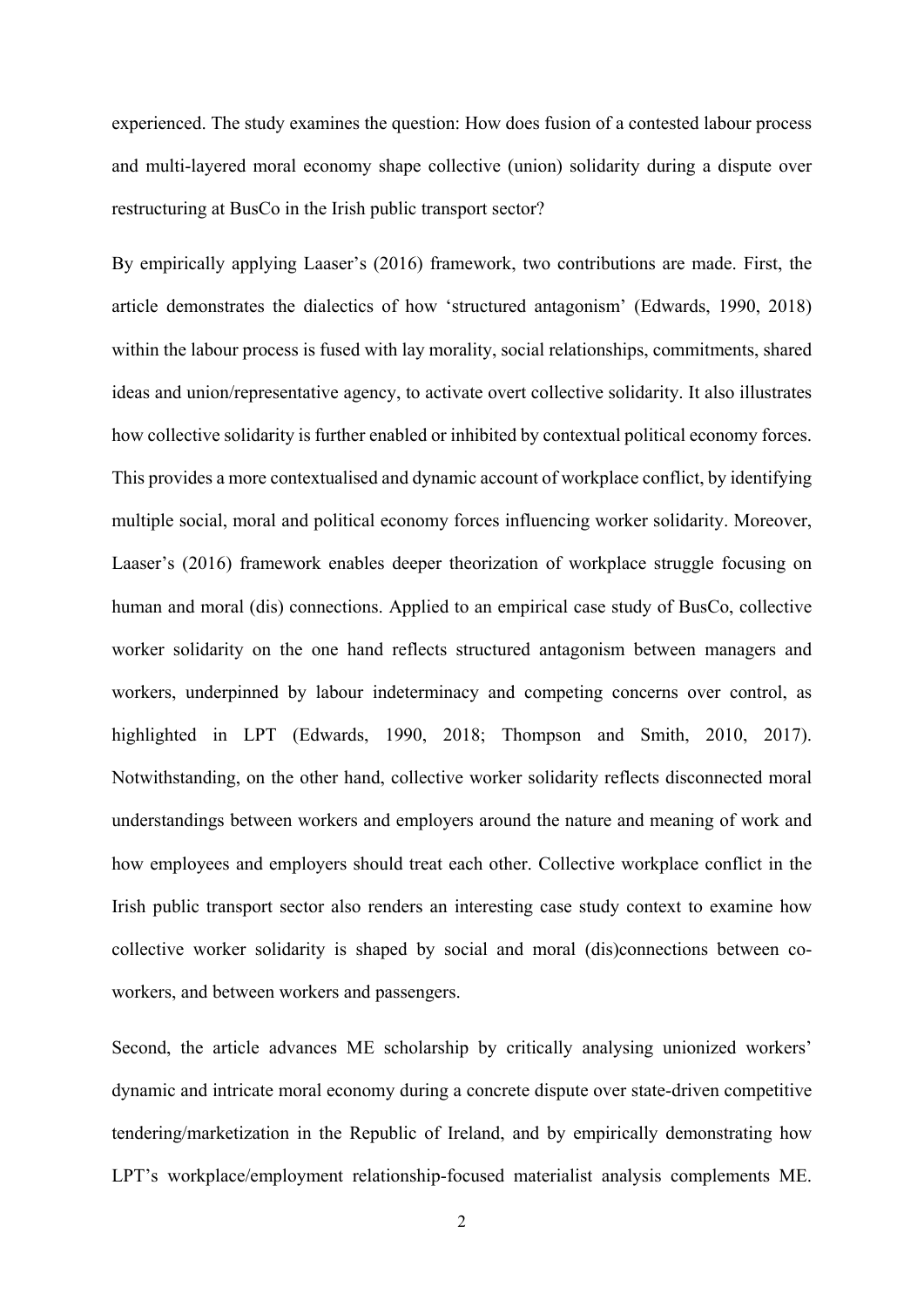experienced. The study examines the question: How does fusion of a contested labour process and multi-layered moral economy shape collective (union) solidarity during a dispute over restructuring at BusCo in the Irish public transport sector?

By empirically applying Laaser's (2016) framework, two contributions are made. First, the article demonstrates the dialectics of how 'structured antagonism' (Edwards, 1990, 2018) within the labour process is fused with lay morality, social relationships, commitments, shared ideas and union/representative agency, to activate overt collective solidarity. It also illustrates how collective solidarity is further enabled or inhibited by contextual political economy forces. This provides a more contextualised and dynamic account of workplace conflict, by identifying multiple social, moral and political economy forces influencing worker solidarity. Moreover, Laaser's (2016) framework enables deeper theorization of workplace struggle focusing on human and moral (dis) connections. Applied to an empirical case study of BusCo, collective worker solidarity on the one hand reflects structured antagonism between managers and workers, underpinned by labour indeterminacy and competing concerns over control, as highlighted in LPT (Edwards, 1990, 2018; Thompson and Smith, 2010, 2017). Notwithstanding, on the other hand, collective worker solidarity reflects disconnected moral understandings between workers and employers around the nature and meaning of work and how employees and employers should treat each other. Collective workplace conflict in the Irish public transport sector also renders an interesting case study context to examine how collective worker solidarity is shaped by social and moral (dis)connections between co-workers, and between workers and passengers.

Second, the article advances ME scholarship by critically analysing unionized workers' dynamic and intricate moral economy during a concrete dispute over state-driven competitive tendering/marketization in the Republic of Ireland, and by empirically demonstrating how LPT's workplace/employment relationship-focused materialist analysis complements ME.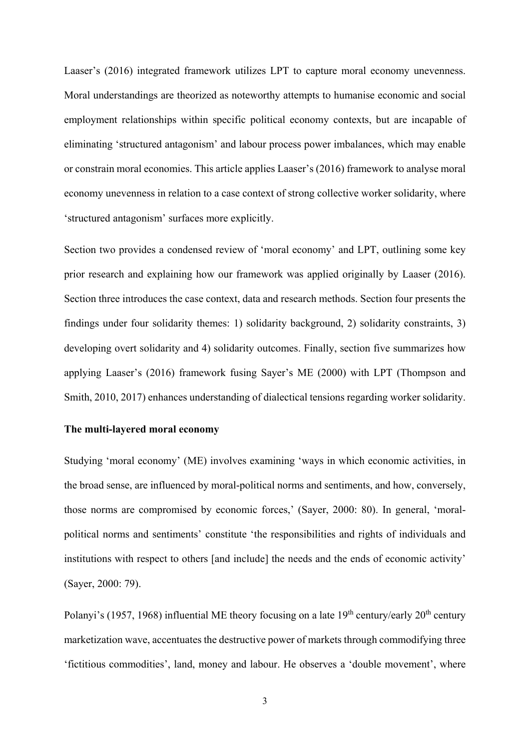Laaser's (2016) integrated framework utilizes LPT to capture moral economy unevenness. Moral understandings are theorized as noteworthy attempts to humanise economic and social employment relationships within specific political economy contexts, but are incapable of eliminating 'structured antagonism' and labour process power imbalances, which may enable or constrain moral economies. This article applies Laaser's (2016) framework to analyse moral economy unevenness in relation to a case context of strong collective worker solidarity, where 'structured antagonism' surfaces more explicitly.

Section two provides a condensed review of 'moral economy' and LPT, outlining some key prior research and explaining how our framework was applied originally by Laaser (2016). Section three introduces the case context, data and research methods. Section four presents the findings under four solidarity themes: 1) solidarity background, 2) solidarity constraints, 3) developing overt solidarity and 4) solidarity outcomes. Finally, section five summarizes how applying Laaser's (2016) framework fusing Sayer's ME (2000) with LPT (Thompson and Smith, 2010, 2017) enhances understanding of dialectical tensions regarding worker solidarity.

**The multi-layered moral economy**

Studying 'moral economy' (ME) involves examining 'ways in which economic activities, in the broad sense, are influenced by moral-political norms and sentiments, and how, conversely, those norms are compromised by economic forces,' (Sayer, 2000: 80). In general, 'moral-political norms and sentiments' constitute 'the responsibilities and rights of individuals and institutions with respect to others [and include] the needs and the ends of economic activity' (Sayer, 2000: 79).

Polanyi's (1957, 1968) influential ME theory focusing on a late 19th century/early 20th century marketization wave, accentuates the destructive power of markets through commodifying three 'fictitious commodities', land, money and labour. He observes a 'double movement', where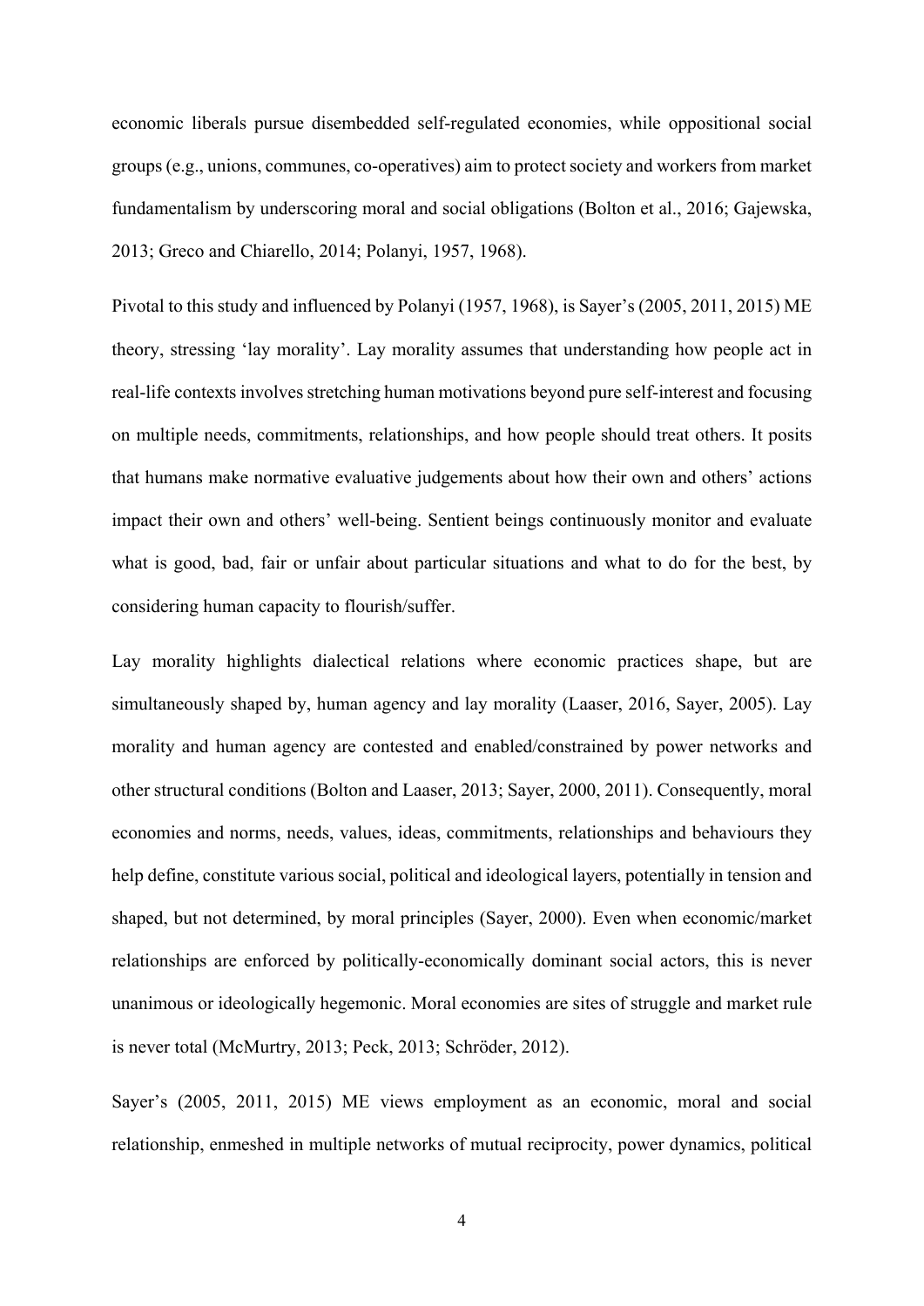economic liberals pursue disembedded self-regulated economies, while oppositional social groups (e.g., unions, communes, co-operatives) aim to protect society and workers from market fundamentalism by underscoring moral and social obligations (Bolton et al., 2016; Gajewska, 2013; Greco and Chiarello, 2014; Polanyi, 1957, 1968).

Pivotal to this study and influenced by Polanyi (1957, 1968), is Sayer's (2005, 2011, 2015) ME theory, stressing 'lay morality'. Lay morality assumes that understanding how people act in real-life contexts involves stretching human motivations beyond pure self-interest and focusing on multiple needs, commitments, relationships, and how people should treat others. It posits that humans make normative evaluative judgements about how their own and others' actions impact their own and others' well-being. Sentient beings continuously monitor and evaluate what is good, bad, fair or unfair about particular situations and what to do for the best, by considering human capacity to flourish/suffer.

Lay morality highlights dialectical relations where economic practices shape, but are simultaneously shaped by, human agency and lay morality (Laaser, 2016, Sayer, 2005). Lay morality and human agency are contested and enabled/constrained by power networks and other structural conditions (Bolton and Laaser, 2013; Sayer, 2000, 2011). Consequently, moral economies and norms, needs, values, ideas, commitments, relationships and behaviours they help define, constitute various social, political and ideological layers, potentially in tension and shaped, but not determined, by moral principles (Sayer, 2000). Even when economic/market relationships are enforced by politically-economically dominant social actors, this is never unanimous or ideologically hegemonic. Moral economies are sites of struggle and market rule is never total (McMurtry, 2013; Peck, 2013; Schröder, 2012).

Sayer's (2005, 2011, 2015) ME views employment as an economic, moral and social relationship, enmeshed in multiple networks of mutual reciprocity, power dynamics, political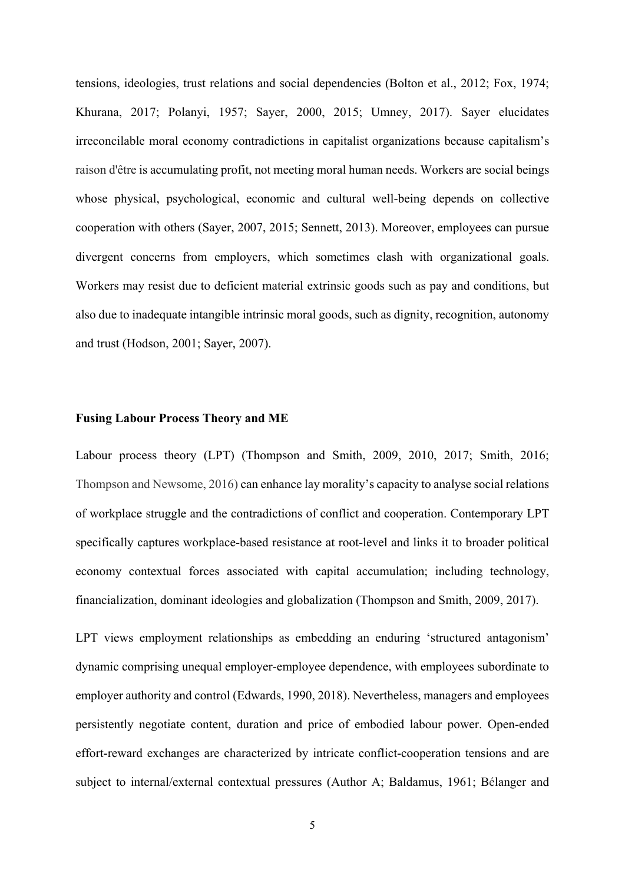tensions, ideologies, trust relations and social dependencies (Bolton et al., 2012; Fox, 1974; Khurana, 2017; Polanyi, 1957; Sayer, 2000, 2015; Umney, 2017). Sayer elucidates irreconcilable moral economy contradictions in capitalist organizations because capitalism's raison d'être is accumulating profit, not meeting moral human needs. Workers are social beings whose physical, psychological, economic and cultural well-being depends on collective cooperation with others (Sayer, 2007, 2015; Sennett, 2013). Moreover, employees can pursue divergent concerns from employers, which sometimes clash with organizational goals. Workers may resist due to deficient material extrinsic goods such as pay and conditions, but also due to inadequate intangible intrinsic moral goods, such as dignity, recognition, autonomy and trust (Hodson, 2001; Sayer, 2007).

**Fusing Labour Process Theory and ME**

Labour process theory (LPT) (Thompson and Smith, 2009, 2010, 2017; Smith, 2016; Thompson and Newsome, 2016) can enhance lay morality's capacity to analyse social relations of workplace struggle and the contradictions of conflict and cooperation. Contemporary LPT specifically captures workplace-based resistance at root-level and links it to broader political economy contextual forces associated with capital accumulation; including technology, financialization, dominant ideologies and globalization (Thompson and Smith, 2009, 2017).

LPT views employment relationships as embedding an enduring 'structured antagonism' dynamic comprising unequal employer-employee dependence, with employees subordinate to employer authority and control (Edwards, 1990, 2018). Nevertheless, managers and employees persistently negotiate content, duration and price of embodied labour power. Open-ended effort-reward exchanges are characterized by intricate conflict-cooperation tensions and are subject to internal/external contextual pressures (Author A; Baldamus, 1961; Bélanger and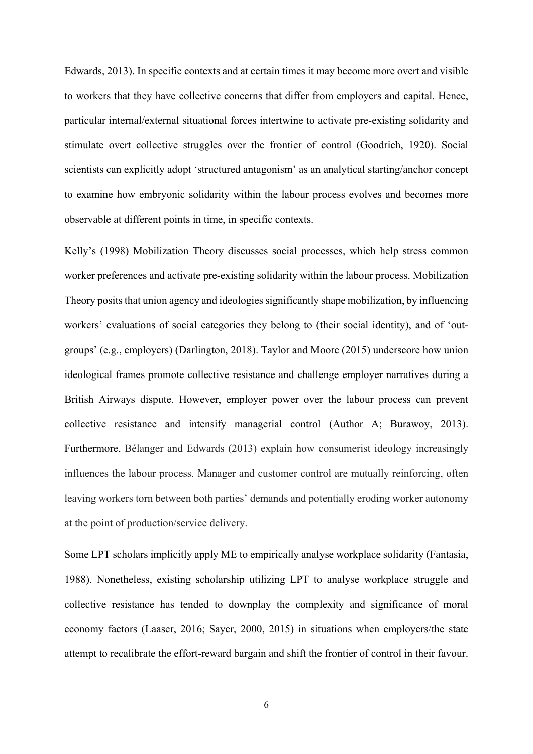Edwards, 2013). In specific contexts and at certain times it may become more overt and visible to workers that they have collective concerns that differ from employers and capital. Hence, particular internal/external situational forces intertwine to activate pre-existing solidarity and stimulate overt collective struggles over the frontier of control (Goodrich, 1920). Social scientists can explicitly adopt 'structured antagonism' as an analytical starting/anchor concept to examine how embryonic solidarity within the labour process evolves and becomes more observable at different points in time, in specific contexts.

Kelly's (1998) Mobilization Theory discusses social processes, which help stress common worker preferences and activate pre-existing solidarity within the labour process. Mobilization Theory posits that union agency and ideologies significantly shape mobilization, by influencing workers' evaluations of social categories they belong to (their social identity), and of 'out-groups' (e.g., employers) (Darlington, 2018). Taylor and Moore (2015) underscore how union ideological frames promote collective resistance and challenge employer narratives during a British Airways dispute. However, employer power over the labour process can prevent collective resistance and intensify managerial control (Author A; Burawoy, 2013). Furthermore, Bélanger and Edwards (2013) explain how consumerist ideology increasingly influences the labour process. Manager and customer control are mutually reinforcing, often leaving workers torn between both parties' demands and potentially eroding worker autonomy at the point of production/service delivery.

Some LPT scholars implicitly apply ME to empirically analyse workplace solidarity (Fantasia, 1988). Nonetheless, existing scholarship utilizing LPT to analyse workplace struggle and collective resistance has tended to downplay the complexity and significance of moral economy factors (Laaser, 2016; Sayer, 2000, 2015) in situations when employers/the state attempt to recalibrate the effort-reward bargain and shift the frontier of control in their favour.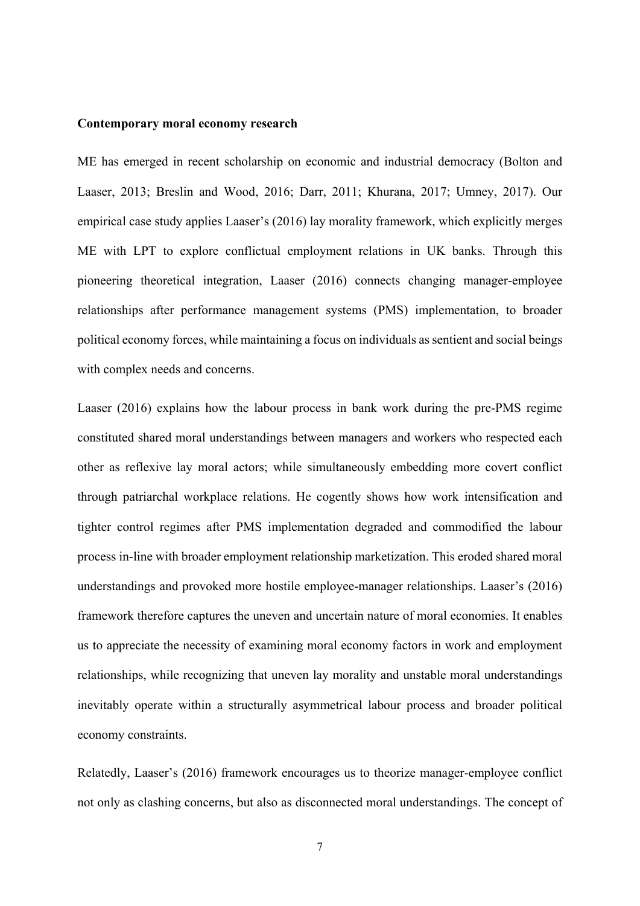**Contemporary moral economy research**

ME has emerged in recent scholarship on economic and industrial democracy (Bolton and Laaser, 2013; Breslin and Wood, 2016; Darr, 2011; Khurana, 2017; Umney, 2017). Our empirical case study applies Laaser's (2016) lay morality framework, which explicitly merges ME with LPT to explore conflictual employment relations in UK banks. Through this pioneering theoretical integration, Laaser (2016) connects changing manager-employee relationships after performance management systems (PMS) implementation, to broader political economy forces, while maintaining a focus on individuals as sentient and social beings with complex needs and concerns.

Laaser (2016) explains how the labour process in bank work during the pre-PMS regime constituted shared moral understandings between managers and workers who respected each other as reflexive lay moral actors; while simultaneously embedding more covert conflict through patriarchal workplace relations. He cogently shows how work intensification and tighter control regimes after PMS implementation degraded and commodified the labour process in-line with broader employment relationship marketization. This eroded shared moral understandings and provoked more hostile employee-manager relationships. Laaser's (2016) framework therefore captures the uneven and uncertain nature of moral economies. It enables us to appreciate the necessity of examining moral economy factors in work and employment relationships, while recognizing that uneven lay morality and unstable moral understandings inevitably operate within a structurally asymmetrical labour process and broader political economy constraints.

Relatedly, Laaser's (2016) framework encourages us to theorize manager-employee conflict not only as clashing concerns, but also as disconnected moral understandings. The concept of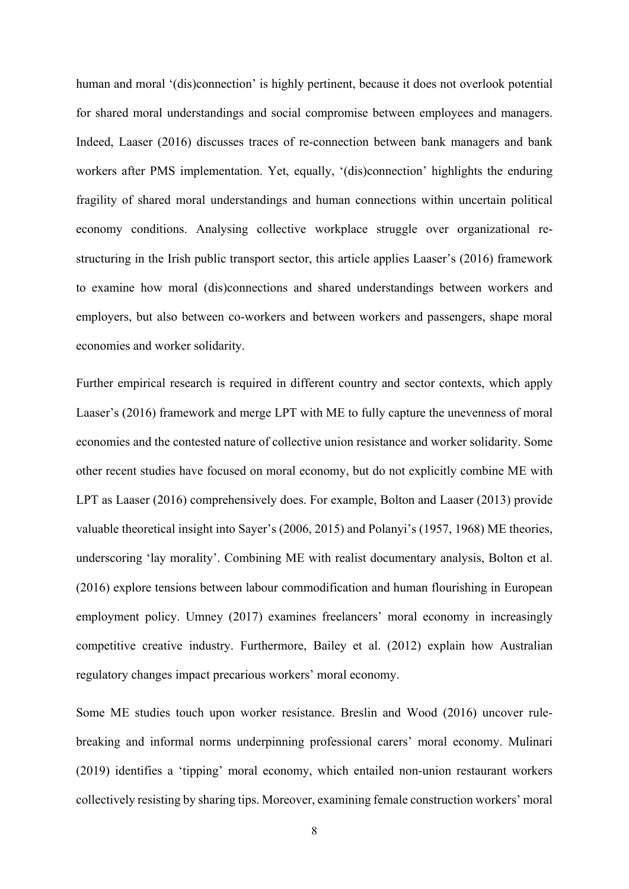human and moral '(dis)connection' is highly pertinent, because it does not overlook potential for shared moral understandings and social compromise between employees and managers. Indeed, Laaser (2016) discusses traces of re-connection between bank managers and bank workers after PMS implementation. Yet, equally, '(dis)connection' highlights the enduring fragility of shared moral understandings and human connections within uncertain political economy conditions. Analysing collective workplace struggle over organizational re-structuring in the Irish public transport sector, this article applies Laaser's (2016) framework to examine how moral (dis)connections and shared understandings between workers and employers, but also between co-workers and between workers and passengers, shape moral economies and worker solidarity.

Further empirical research is required in different country and sector contexts, which apply Laaser's (2016) framework and merge LPT with ME to fully capture the unevenness of moral economies and the contested nature of collective union resistance and worker solidarity. Some other recent studies have focused on moral economy, but do not explicitly combine ME with LPT as Laaser (2016) comprehensively does. For example, Bolton and Laaser (2013) provide valuable theoretical insight into Sayer's (2006, 2015) and Polanyi's (1957, 1968) ME theories, underscoring 'lay morality'. Combining ME with realist documentary analysis, Bolton et al. (2016) explore tensions between labour commodification and human flourishing in European employment policy. Umney (2017) examines freelancers' moral economy in increasingly competitive creative industry. Furthermore, Bailey et al. (2012) explain how Australian regulatory changes impact precarious workers' moral economy.

Some ME studies touch upon worker resistance. Breslin and Wood (2016) uncover rule-breaking and informal norms underpinning professional carers' moral economy. Mulinari (2019) identifies a 'tipping' moral economy, which entailed non-union restaurant workers collectively resisting by sharing tips. Moreover, examining female construction workers' moral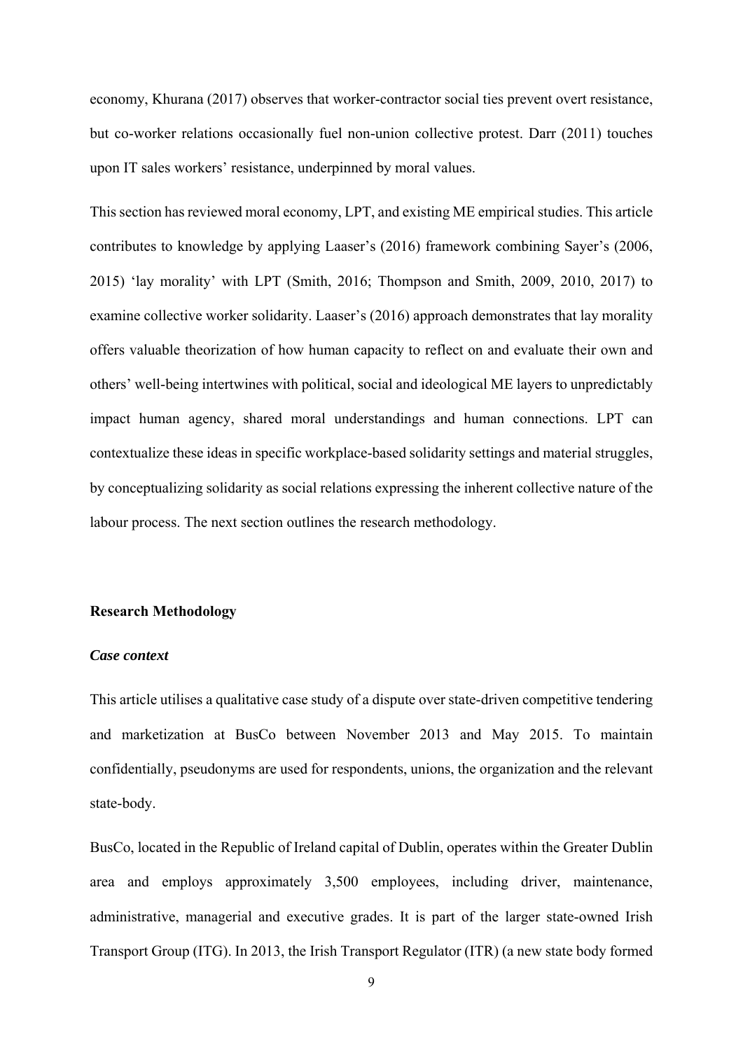economy, Khurana (2017) observes that worker-contractor social ties prevent overt resistance, but co-worker relations occasionally fuel non-union collective protest. Darr (2011) touches upon IT sales workers' resistance, underpinned by moral values.

This section has reviewed moral economy, LPT, and existing ME empirical studies. This article contributes to knowledge by applying Laaser's (2016) framework combining Sayer's (2006, 2015) 'lay morality' with LPT (Smith, 2016; Thompson and Smith, 2009, 2010, 2017) to examine collective worker solidarity. Laaser's (2016) approach demonstrates that lay morality offers valuable theorization of how human capacity to reflect on and evaluate their own and others' well-being intertwines with political, social and ideological ME layers to unpredictably impact human agency, shared moral understandings and human connections. LPT can contextualize these ideas in specific workplace-based solidarity settings and material struggles, by conceptualizing solidarity as social relations expressing the inherent collective nature of the labour process. The next section outlines the research methodology.

## Research Methodology

### *Case context*

This article utilises a qualitative case study of a dispute over state-driven competitive tendering and marketization at BusCo between November 2013 and May 2015. To maintain confidentially, pseudonyms are used for respondents, unions, the organization and the relevant state-body.

BusCo, located in the Republic of Ireland capital of Dublin, operates within the Greater Dublin area and employs approximately 3,500 employees, including driver, maintenance, administrative, managerial and executive grades. It is part of the larger state-owned Irish Transport Group (ITG). In 2013, the Irish Transport Regulator (ITR) (a new state body formed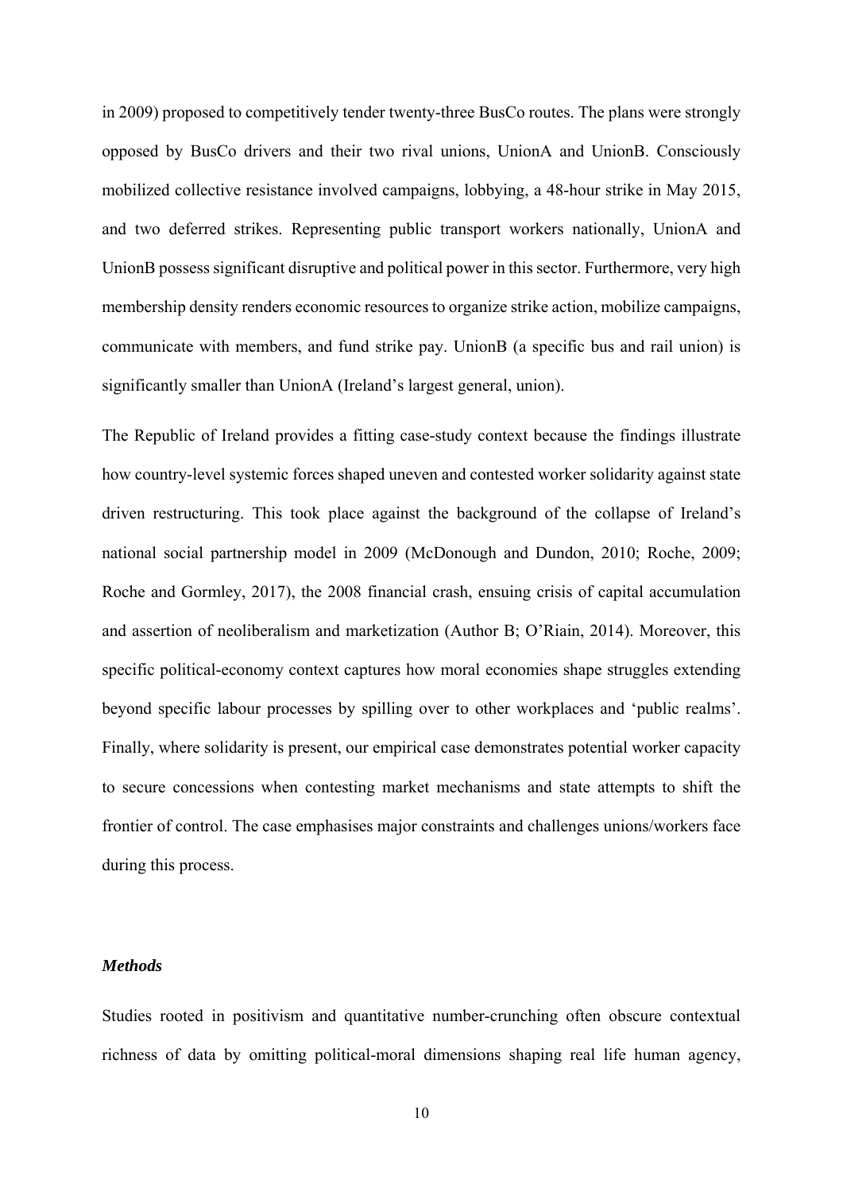in 2009) proposed to competitively tender twenty-three BusCo routes. The plans were strongly opposed by BusCo drivers and their two rival unions, UnionA and UnionB. Consciously mobilized collective resistance involved campaigns, lobbying, a 48-hour strike in May 2015, and two deferred strikes. Representing public transport workers nationally, UnionA and UnionB possess significant disruptive and political power in this sector. Furthermore, very high membership density renders economic resources to organize strike action, mobilize campaigns, communicate with members, and fund strike pay. UnionB (a specific bus and rail union) is significantly smaller than UnionA (Ireland's largest general, union).

The Republic of Ireland provides a fitting case-study context because the findings illustrate how country-level systemic forces shaped uneven and contested worker solidarity against state driven restructuring. This took place against the background of the collapse of Ireland's national social partnership model in 2009 (McDonough and Dundon, 2010; Roche, 2009; Roche and Gormley, 2017), the 2008 financial crash, ensuing crisis of capital accumulation and assertion of neoliberalism and marketization (Author B; O'Riain, 2014). Moreover, this specific political-economy context captures how moral economies shape struggles extending beyond specific labour processes by spilling over to other workplaces and 'public realms'. Finally, where solidarity is present, our empirical case demonstrates potential worker capacity to secure concessions when contesting market mechanisms and state attempts to shift the frontier of control. The case emphasises major constraints and challenges unions/workers face during this process.

### *Methods*

Studies rooted in positivism and quantitative number-crunching often obscure contextual richness of data by omitting political-moral dimensions shaping real life human agency,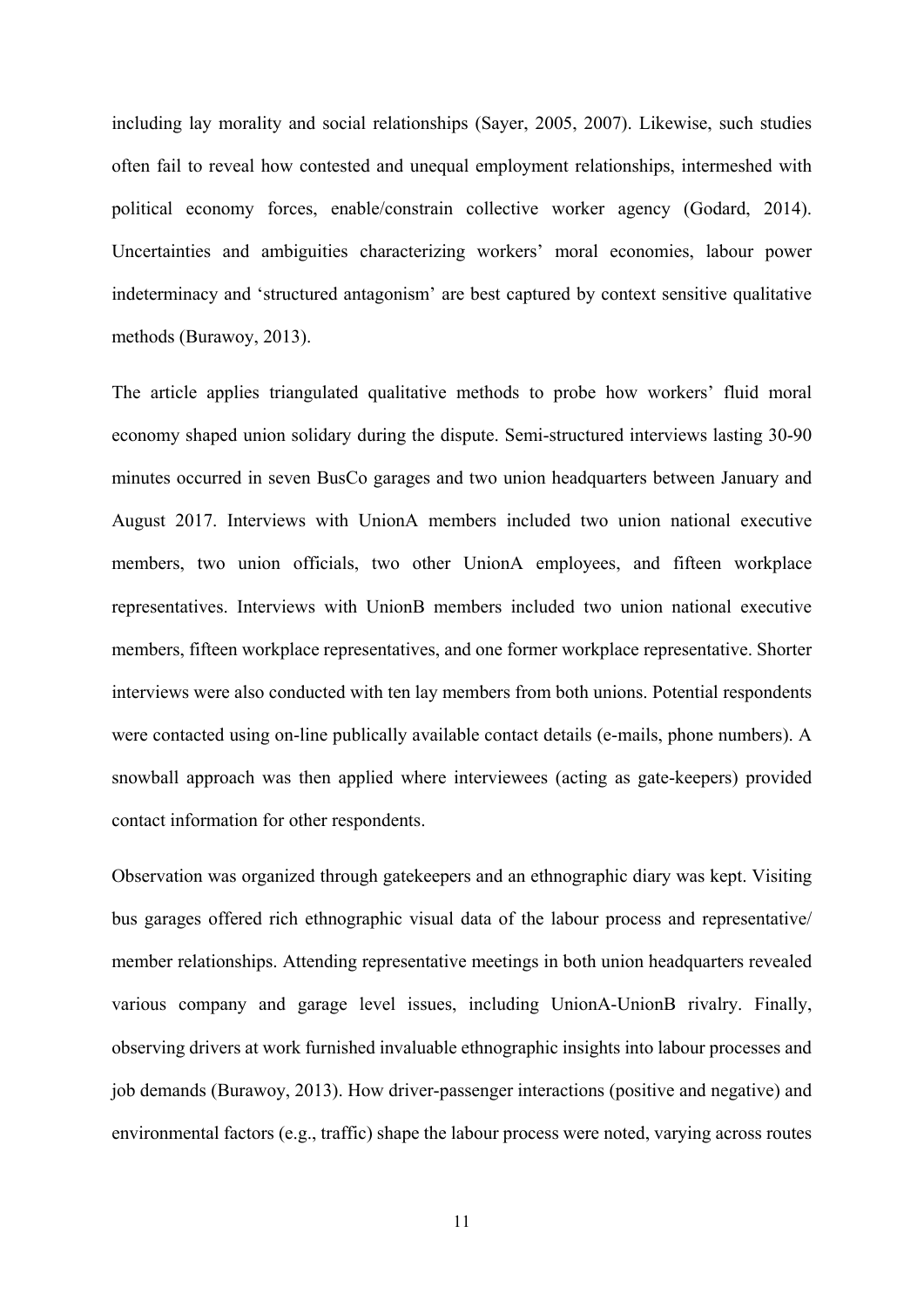including lay morality and social relationships (Sayer, 2005, 2007). Likewise, such studies often fail to reveal how contested and unequal employment relationships, intermeshed with political economy forces, enable/constrain collective worker agency (Godard, 2014). Uncertainties and ambiguities characterizing workers' moral economies, labour power indeterminacy and 'structured antagonism' are best captured by context sensitive qualitative methods (Burawoy, 2013).

The article applies triangulated qualitative methods to probe how workers' fluid moral economy shaped union solidary during the dispute. Semi-structured interviews lasting 30-90 minutes occurred in seven BusCo garages and two union headquarters between January and August 2017. Interviews with UnionA members included two union national executive members, two union officials, two other UnionA employees, and fifteen workplace representatives. Interviews with UnionB members included two union national executive members, fifteen workplace representatives, and one former workplace representative. Shorter interviews were also conducted with ten lay members from both unions. Potential respondents were contacted using on-line publically available contact details (e-mails, phone numbers). A snowball approach was then applied where interviewees (acting as gate-keepers) provided contact information for other respondents.

Observation was organized through gatekeepers and an ethnographic diary was kept. Visiting bus garages offered rich ethnographic visual data of the labour process and representative/ member relationships. Attending representative meetings in both union headquarters revealed various company and garage level issues, including UnionA-UnionB rivalry. Finally, observing drivers at work furnished invaluable ethnographic insights into labour processes and job demands (Burawoy, 2013). How driver-passenger interactions (positive and negative) and environmental factors (e.g., traffic) shape the labour process were noted, varying across routes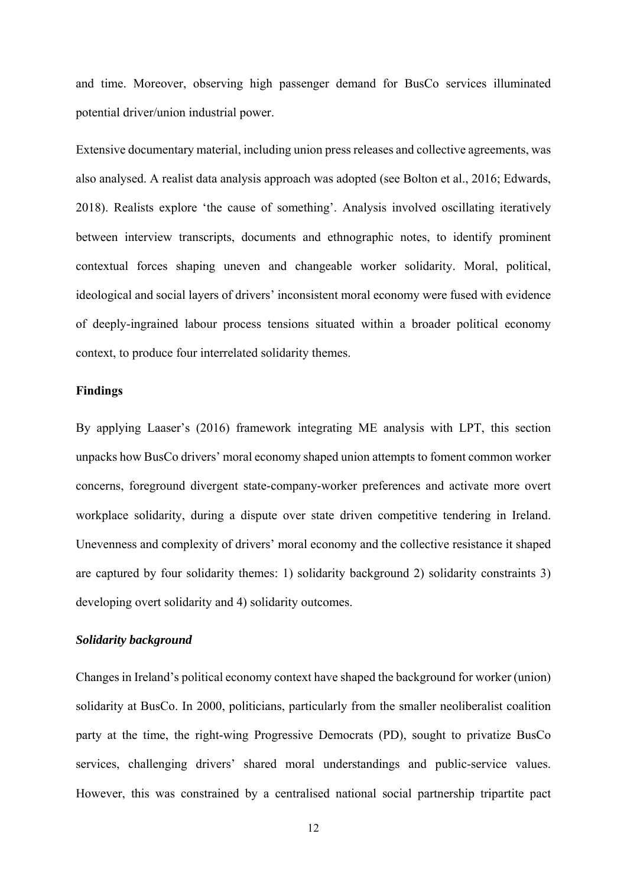and time. Moreover, observing high passenger demand for BusCo services illuminated potential driver/union industrial power.

Extensive documentary material, including union press releases and collective agreements, was also analysed. A realist data analysis approach was adopted (see Bolton et al., 2016; Edwards, 2018). Realists explore 'the cause of something'. Analysis involved oscillating iteratively between interview transcripts, documents and ethnographic notes, to identify prominent contextual forces shaping uneven and changeable worker solidarity. Moral, political, ideological and social layers of drivers' inconsistent moral economy were fused with evidence of deeply-ingrained labour process tensions situated within a broader political economy context, to produce four interrelated solidarity themes.

## Findings

By applying Laaser's (2016) framework integrating ME analysis with LPT, this section unpacks how BusCo drivers' moral economy shaped union attempts to foment common worker concerns, foreground divergent state-company-worker preferences and activate more overt workplace solidarity, during a dispute over state driven competitive tendering in Ireland. Unevenness and complexity of drivers' moral economy and the collective resistance it shaped are captured by four solidarity themes: 1) solidarity background 2) solidarity constraints 3) developing overt solidarity and 4) solidarity outcomes.

### *Solidarity background*

Changes in Ireland's political economy context have shaped the background for worker (union) solidarity at BusCo. In 2000, politicians, particularly from the smaller neoliberalist coalition party at the time, the right-wing Progressive Democrats (PD), sought to privatize BusCo services, challenging drivers' shared moral understandings and public-service values. However, this was constrained by a centralised national social partnership tripartite pact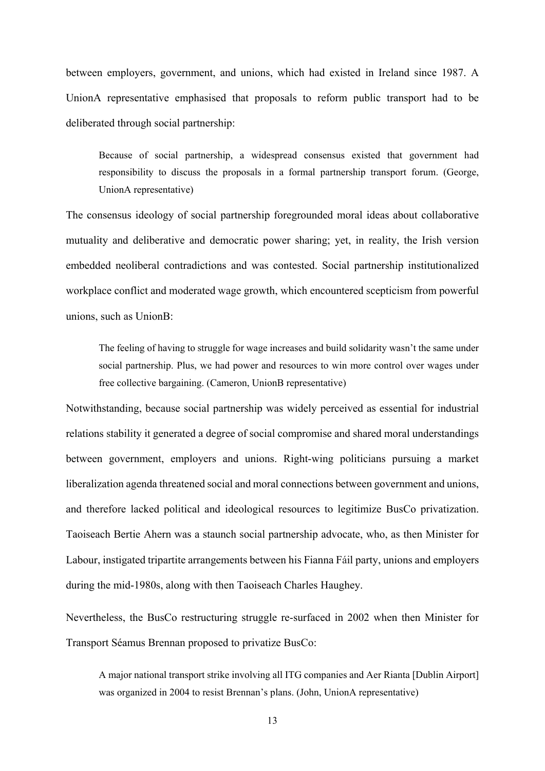between employers, government, and unions, which had existed in Ireland since 1987. A UnionA representative emphasised that proposals to reform public transport had to be deliberated through social partnership:

> Because of social partnership, a widespread consensus existed that government had responsibility to discuss the proposals in a formal partnership transport forum. (George, UnionA representative)

The consensus ideology of social partnership foregrounded moral ideas about collaborative mutuality and deliberative and democratic power sharing; yet, in reality, the Irish version embedded neoliberal contradictions and was contested. Social partnership institutionalized workplace conflict and moderated wage growth, which encountered scepticism from powerful unions, such as UnionB:

> The feeling of having to struggle for wage increases and build solidarity wasn't the same under social partnership. Plus, we had power and resources to win more control over wages under free collective bargaining. (Cameron, UnionB representative)

Notwithstanding, because social partnership was widely perceived as essential for industrial relations stability it generated a degree of social compromise and shared moral understandings between government, employers and unions. Right-wing politicians pursuing a market liberalization agenda threatened social and moral connections between government and unions, and therefore lacked political and ideological resources to legitimize BusCo privatization. Taoiseach Bertie Ahern was a staunch social partnership advocate, who, as then Minister for Labour, instigated tripartite arrangements between his Fianna Fáil party, unions and employers during the mid-1980s, along with then Taoiseach Charles Haughey.

Nevertheless, the BusCo restructuring struggle re-surfaced in 2002 when then Minister for Transport Séamus Brennan proposed to privatize BusCo:

> A major national transport strike involving all ITG companies and Aer Rianta [Dublin Airport] was organized in 2004 to resist Brennan's plans. (John, UnionA representative)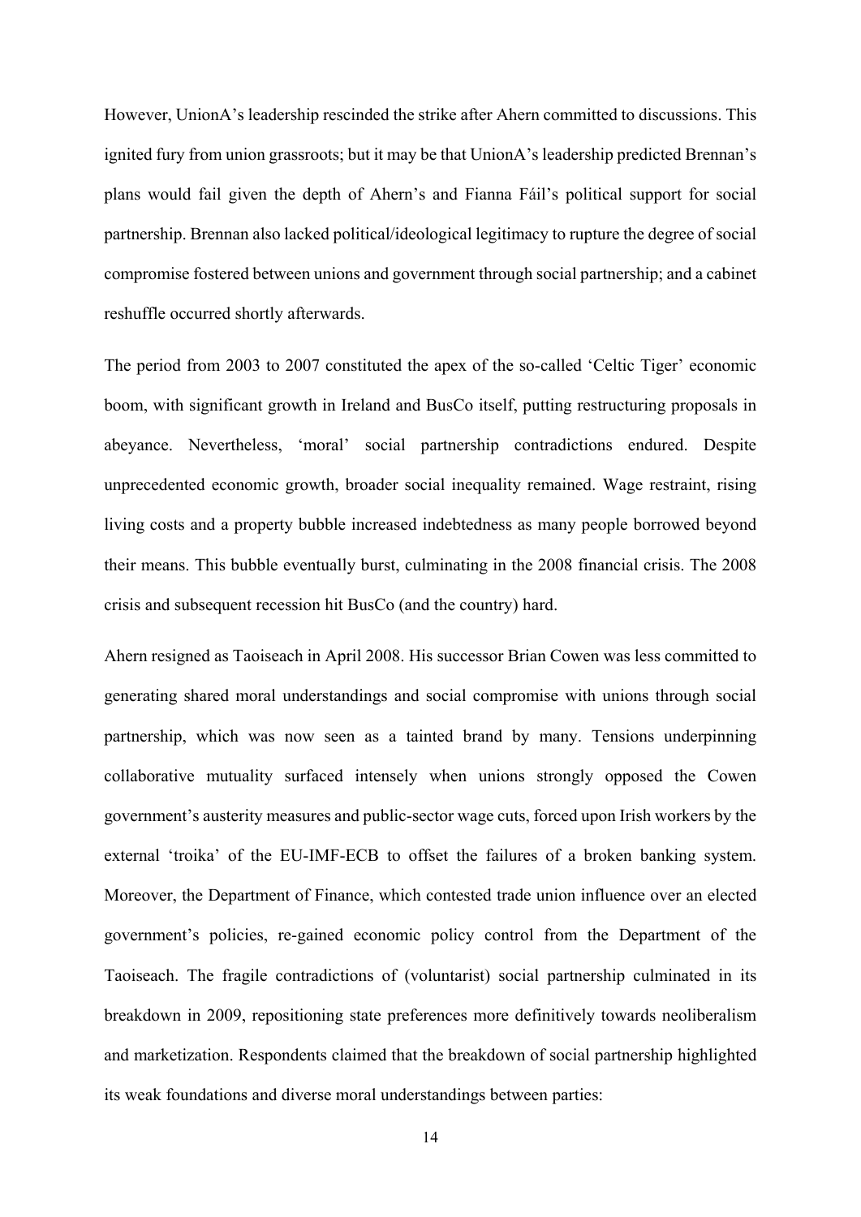However, UnionA's leadership rescinded the strike after Ahern committed to discussions. This ignited fury from union grassroots; but it may be that UnionA's leadership predicted Brennan's plans would fail given the depth of Ahern's and Fianna Fáil's political support for social partnership. Brennan also lacked political/ideological legitimacy to rupture the degree of social compromise fostered between unions and government through social partnership; and a cabinet reshuffle occurred shortly afterwards.

The period from 2003 to 2007 constituted the apex of the so-called 'Celtic Tiger' economic boom, with significant growth in Ireland and BusCo itself, putting restructuring proposals in abeyance. Nevertheless, 'moral' social partnership contradictions endured. Despite unprecedented economic growth, broader social inequality remained. Wage restraint, rising living costs and a property bubble increased indebtedness as many people borrowed beyond their means. This bubble eventually burst, culminating in the 2008 financial crisis. The 2008 crisis and subsequent recession hit BusCo (and the country) hard.

Ahern resigned as Taoiseach in April 2008. His successor Brian Cowen was less committed to generating shared moral understandings and social compromise with unions through social partnership, which was now seen as a tainted brand by many. Tensions underpinning collaborative mutuality surfaced intensely when unions strongly opposed the Cowen government's austerity measures and public-sector wage cuts, forced upon Irish workers by the external 'troika' of the EU-IMF-ECB to offset the failures of a broken banking system. Moreover, the Department of Finance, which contested trade union influence over an elected government's policies, re-gained economic policy control from the Department of the Taoiseach. The fragile contradictions of (voluntarist) social partnership culminated in its breakdown in 2009, repositioning state preferences more definitively towards neoliberalism and marketization. Respondents claimed that the breakdown of social partnership highlighted its weak foundations and diverse moral understandings between parties: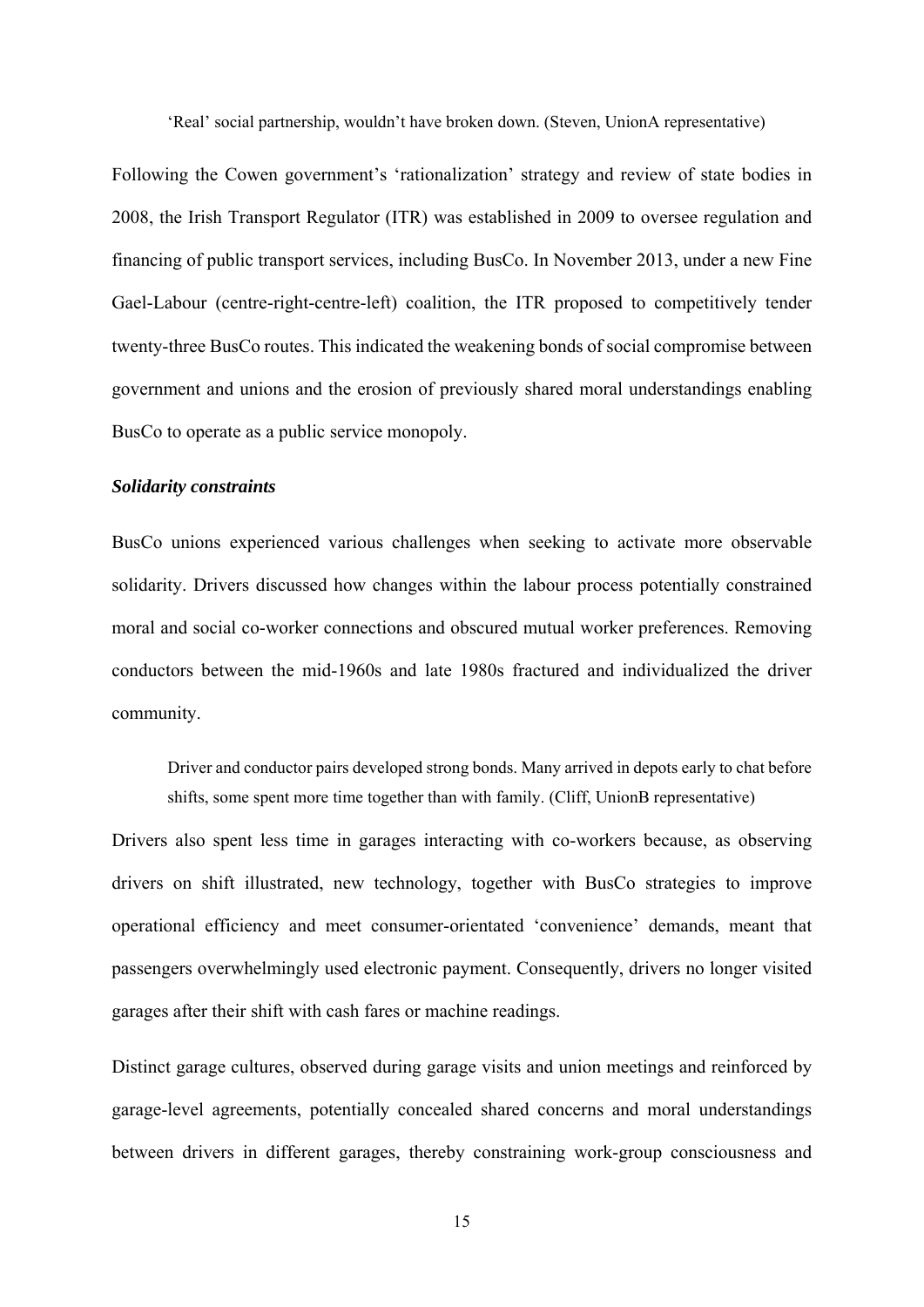> 'Real' social partnership, wouldn't have broken down. (Steven, UnionA representative)

Following the Cowen government's 'rationalization' strategy and review of state bodies in 2008, the Irish Transport Regulator (ITR) was established in 2009 to oversee regulation and financing of public transport services, including BusCo. In November 2013, under a new Fine Gael-Labour (centre-right-centre-left) coalition, the ITR proposed to competitively tender twenty-three BusCo routes. This indicated the weakening bonds of social compromise between government and unions and the erosion of previously shared moral understandings enabling BusCo to operate as a public service monopoly.

### *Solidarity constraints*

BusCo unions experienced various challenges when seeking to activate more observable solidarity. Drivers discussed how changes within the labour process potentially constrained moral and social co-worker connections and obscured mutual worker preferences. Removing conductors between the mid-1960s and late 1980s fractured and individualized the driver community.

> Driver and conductor pairs developed strong bonds. Many arrived in depots early to chat before shifts, some spent more time together than with family. (Cliff, UnionB representative)

Drivers also spent less time in garages interacting with co-workers because, as observing drivers on shift illustrated, new technology, together with BusCo strategies to improve operational efficiency and meet consumer-orientated 'convenience' demands, meant that passengers overwhelmingly used electronic payment. Consequently, drivers no longer visited garages after their shift with cash fares or machine readings.

Distinct garage cultures, observed during garage visits and union meetings and reinforced by garage-level agreements, potentially concealed shared concerns and moral understandings between drivers in different garages, thereby constraining work-group consciousness and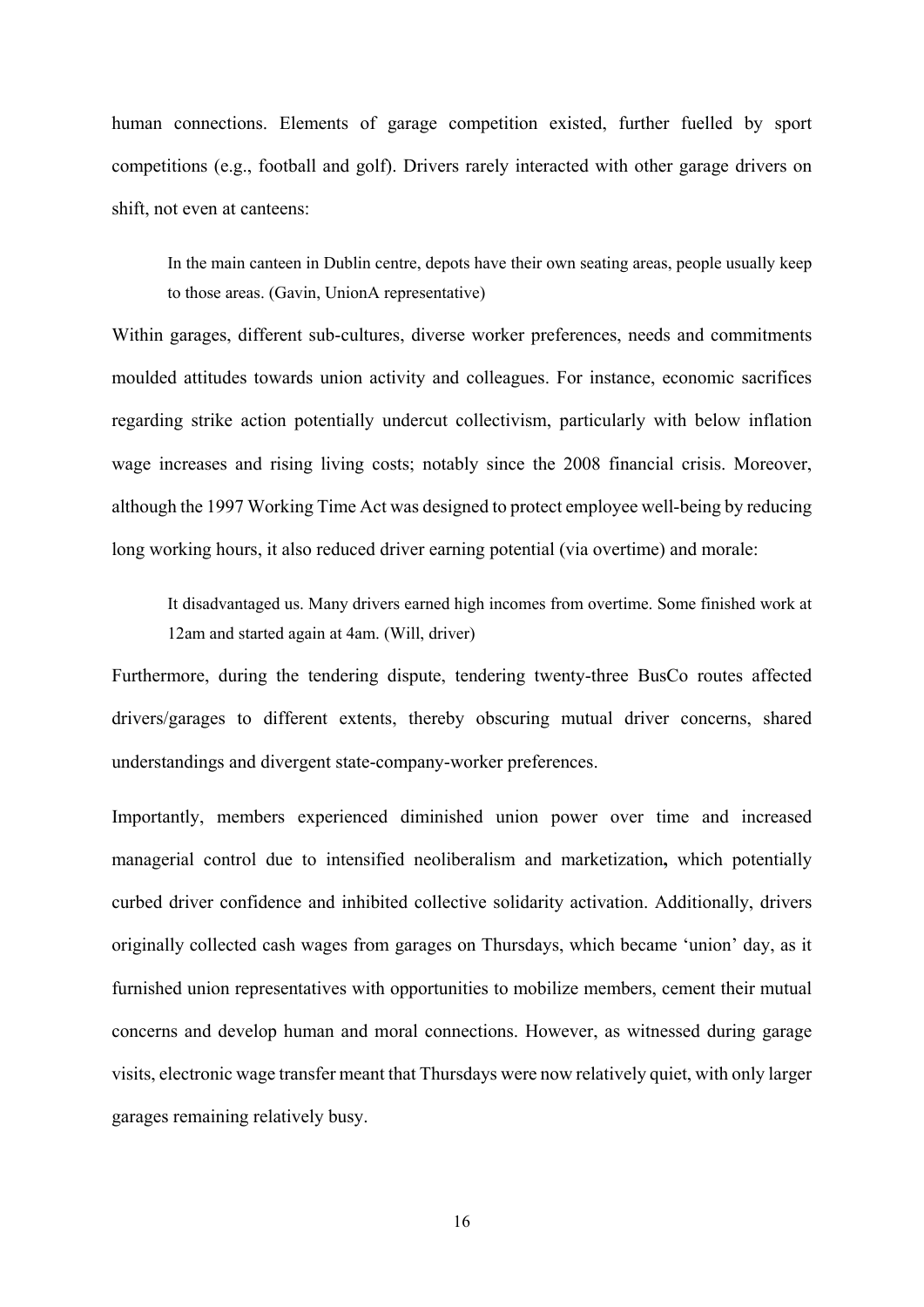human connections. Elements of garage competition existed, further fuelled by sport competitions (e.g., football and golf). Drivers rarely interacted with other garage drivers on shift, not even at canteens:

> In the main canteen in Dublin centre, depots have their own seating areas, people usually keep to those areas. (Gavin, UnionA representative)

Within garages, different sub-cultures, diverse worker preferences, needs and commitments moulded attitudes towards union activity and colleagues. For instance, economic sacrifices regarding strike action potentially undercut collectivism, particularly with below inflation wage increases and rising living costs; notably since the 2008 financial crisis. Moreover, although the 1997 Working Time Act was designed to protect employee well-being by reducing long working hours, it also reduced driver earning potential (via overtime) and morale:

> It disadvantaged us. Many drivers earned high incomes from overtime. Some finished work at 12am and started again at 4am. (Will, driver)

Furthermore, during the tendering dispute, tendering twenty-three BusCo routes affected drivers/garages to different extents, thereby obscuring mutual driver concerns, shared understandings and divergent state-company-worker preferences.

Importantly, members experienced diminished union power over time and increased managerial control due to intensified neoliberalism and marketization**,** which potentially curbed driver confidence and inhibited collective solidarity activation. Additionally, drivers originally collected cash wages from garages on Thursdays, which became 'union' day, as it furnished union representatives with opportunities to mobilize members, cement their mutual concerns and develop human and moral connections. However, as witnessed during garage visits, electronic wage transfer meant that Thursdays were now relatively quiet, with only larger garages remaining relatively busy.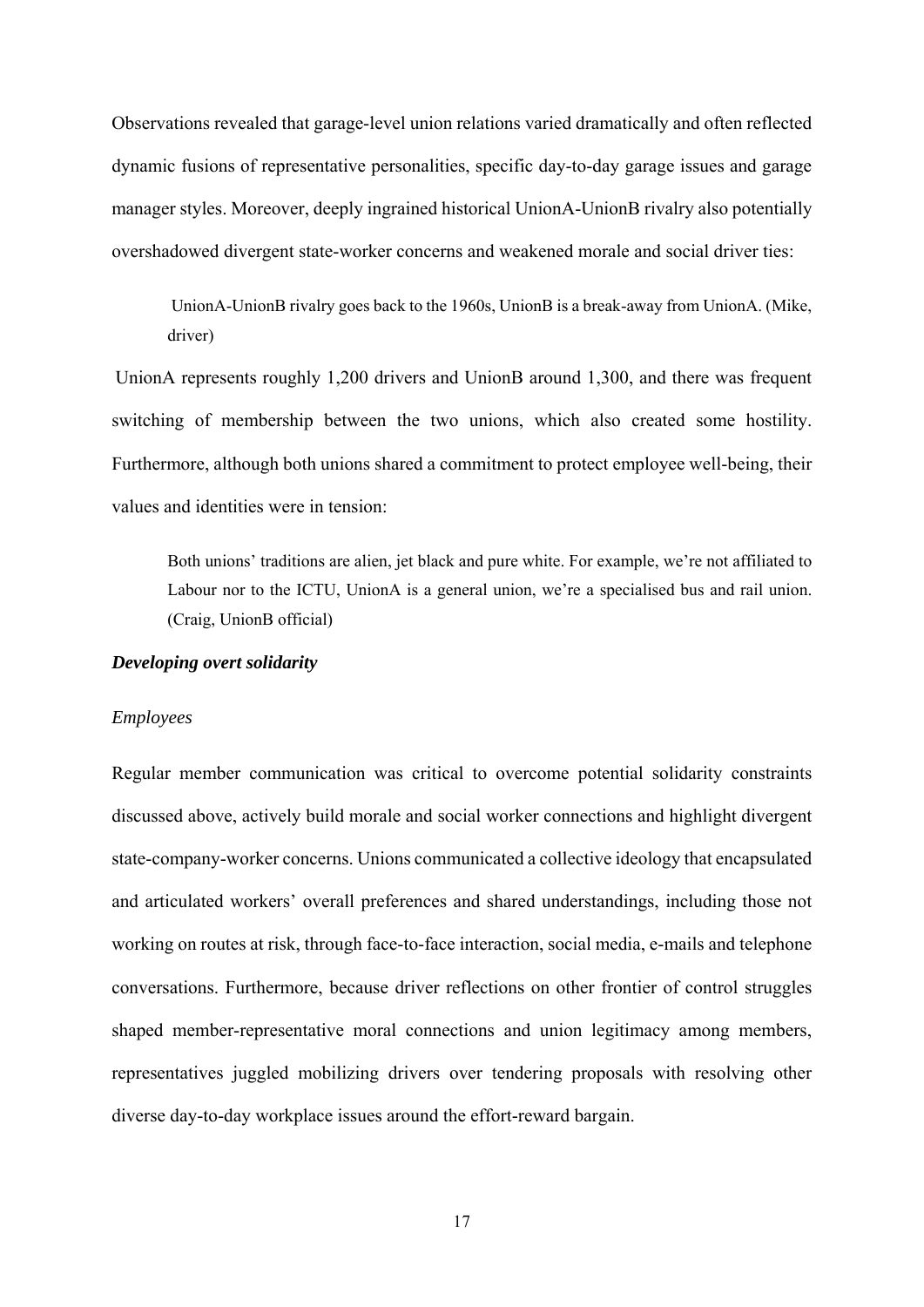Observations revealed that garage-level union relations varied dramatically and often reflected dynamic fusions of representative personalities, specific day-to-day garage issues and garage manager styles. Moreover, deeply ingrained historical UnionA-UnionB rivalry also potentially overshadowed divergent state-worker concerns and weakened morale and social driver ties:

> UnionA-UnionB rivalry goes back to the 1960s, UnionB is a break-away from UnionA. (Mike, driver)

UnionA represents roughly 1,200 drivers and UnionB around 1,300, and there was frequent switching of membership between the two unions, which also created some hostility. Furthermore, although both unions shared a commitment to protect employee well-being, their values and identities were in tension:

> Both unions' traditions are alien, jet black and pure white. For example, we're not affiliated to Labour nor to the ICTU, UnionA is a general union, we're a specialised bus and rail union. (Craig, UnionB official)

### ***Developing overt solidarity***

#### *Employees*

Regular member communication was critical to overcome potential solidarity constraints discussed above, actively build morale and social worker connections and highlight divergent state-company-worker concerns. Unions communicated a collective ideology that encapsulated and articulated workers' overall preferences and shared understandings, including those not working on routes at risk, through face-to-face interaction, social media, e-mails and telephone conversations. Furthermore, because driver reflections on other frontier of control struggles shaped member-representative moral connections and union legitimacy among members, representatives juggled mobilizing drivers over tendering proposals with resolving other diverse day-to-day workplace issues around the effort-reward bargain.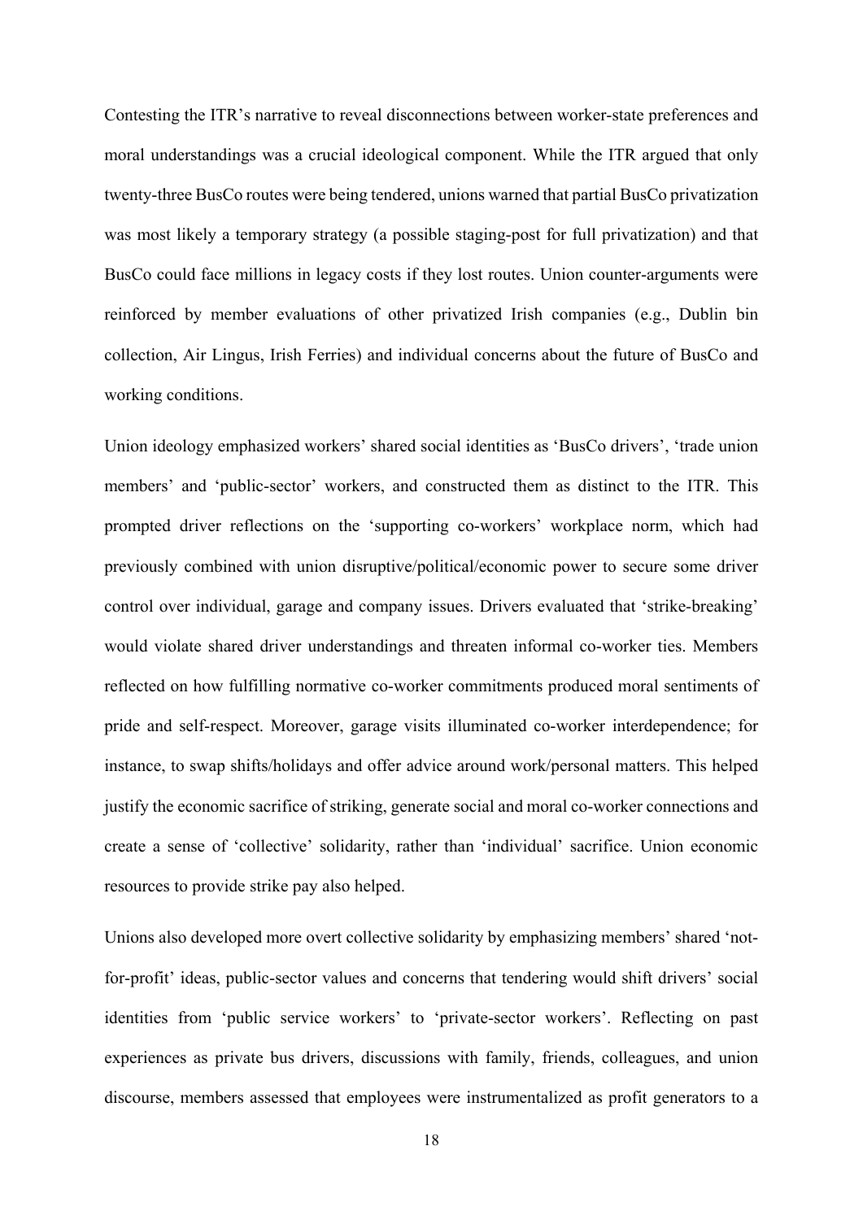Contesting the ITR's narrative to reveal disconnections between worker-state preferences and moral understandings was a crucial ideological component. While the ITR argued that only twenty-three BusCo routes were being tendered, unions warned that partial BusCo privatization was most likely a temporary strategy (a possible staging-post for full privatization) and that BusCo could face millions in legacy costs if they lost routes. Union counter-arguments were reinforced by member evaluations of other privatized Irish companies (e.g., Dublin bin collection, Air Lingus, Irish Ferries) and individual concerns about the future of BusCo and working conditions.

Union ideology emphasized workers' shared social identities as 'BusCo drivers', 'trade union members' and 'public-sector' workers, and constructed them as distinct to the ITR. This prompted driver reflections on the 'supporting co-workers' workplace norm, which had previously combined with union disruptive/political/economic power to secure some driver control over individual, garage and company issues. Drivers evaluated that 'strike-breaking' would violate shared driver understandings and threaten informal co-worker ties. Members reflected on how fulfilling normative co-worker commitments produced moral sentiments of pride and self-respect. Moreover, garage visits illuminated co-worker interdependence; for instance, to swap shifts/holidays and offer advice around work/personal matters. This helped justify the economic sacrifice of striking, generate social and moral co-worker connections and create a sense of 'collective' solidarity, rather than 'individual' sacrifice. Union economic resources to provide strike pay also helped.

Unions also developed more overt collective solidarity by emphasizing members' shared 'not-for-profit' ideas, public-sector values and concerns that tendering would shift drivers' social identities from 'public service workers' to 'private-sector workers'. Reflecting on past experiences as private bus drivers, discussions with family, friends, colleagues, and union discourse, members assessed that employees were instrumentalized as profit generators to a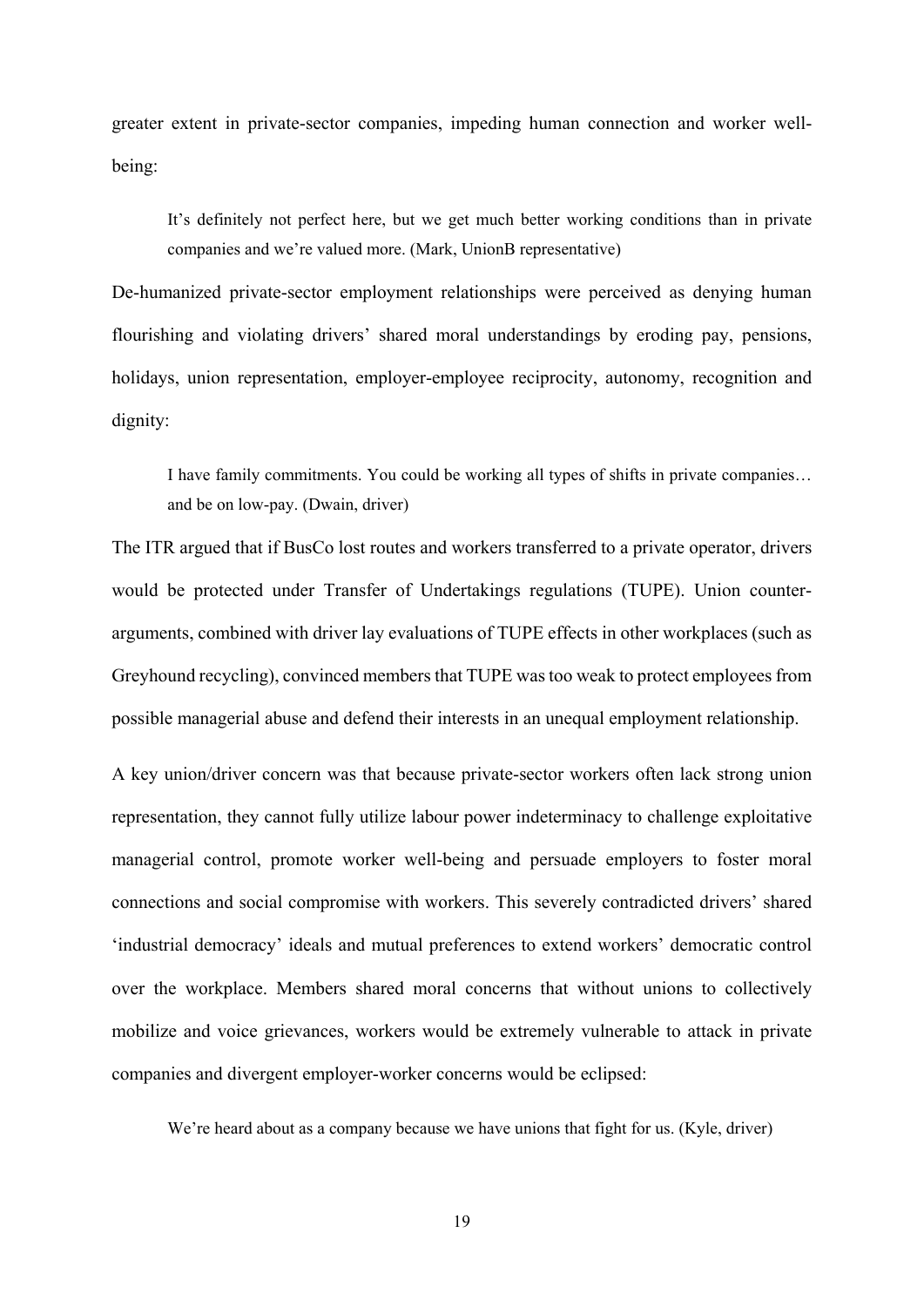greater extent in private-sector companies, impeding human connection and worker well-being:

> It's definitely not perfect here, but we get much better working conditions than in private companies and we're valued more. (Mark, UnionB representative)

De-humanized private-sector employment relationships were perceived as denying human flourishing and violating drivers' shared moral understandings by eroding pay, pensions, holidays, union representation, employer-employee reciprocity, autonomy, recognition and dignity:

> I have family commitments. You could be working all types of shifts in private companies… and be on low-pay. (Dwain, driver)

The ITR argued that if BusCo lost routes and workers transferred to a private operator, drivers would be protected under Transfer of Undertakings regulations (TUPE). Union counter-arguments, combined with driver lay evaluations of TUPE effects in other workplaces (such as Greyhound recycling), convinced members that TUPE was too weak to protect employees from possible managerial abuse and defend their interests in an unequal employment relationship.

A key union/driver concern was that because private-sector workers often lack strong union representation, they cannot fully utilize labour power indeterminacy to challenge exploitative managerial control, promote worker well-being and persuade employers to foster moral connections and social compromise with workers. This severely contradicted drivers' shared 'industrial democracy' ideals and mutual preferences to extend workers' democratic control over the workplace. Members shared moral concerns that without unions to collectively mobilize and voice grievances, workers would be extremely vulnerable to attack in private companies and divergent employer-worker concerns would be eclipsed:

> We're heard about as a company because we have unions that fight for us. (Kyle, driver)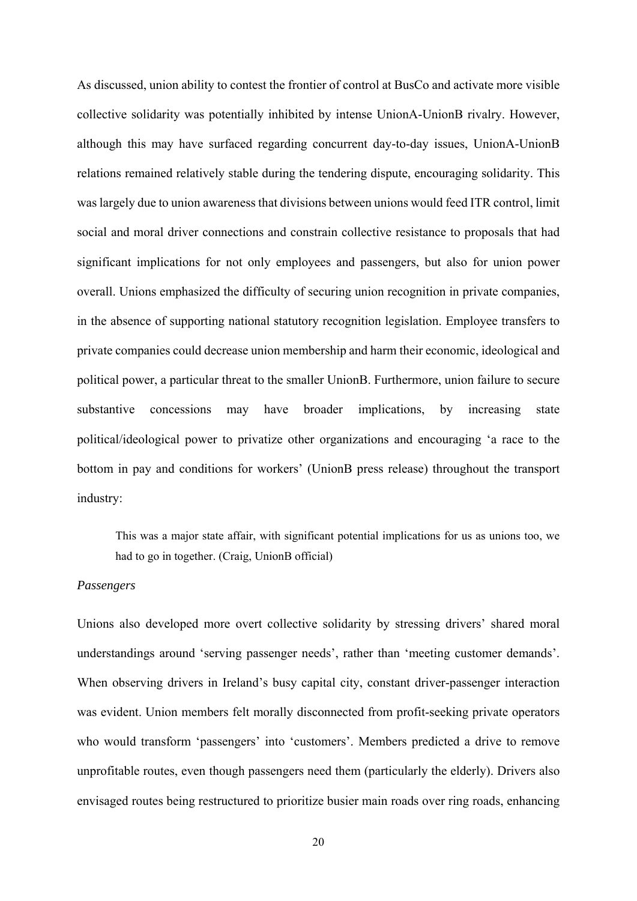As discussed, union ability to contest the frontier of control at BusCo and activate more visible collective solidarity was potentially inhibited by intense UnionA-UnionB rivalry. However, although this may have surfaced regarding concurrent day-to-day issues, UnionA-UnionB relations remained relatively stable during the tendering dispute, encouraging solidarity. This was largely due to union awareness that divisions between unions would feed ITR control, limit social and moral driver connections and constrain collective resistance to proposals that had significant implications for not only employees and passengers, but also for union power overall. Unions emphasized the difficulty of securing union recognition in private companies, in the absence of supporting national statutory recognition legislation. Employee transfers to private companies could decrease union membership and harm their economic, ideological and political power, a particular threat to the smaller UnionB. Furthermore, union failure to secure substantive concessions may have broader implications, by increasing state political/ideological power to privatize other organizations and encouraging 'a race to the bottom in pay and conditions for workers' (UnionB press release) throughout the transport industry:

> This was a major state affair, with significant potential implications for us as unions too, we had to go in together. (Craig, UnionB official)

*Passengers*

Unions also developed more overt collective solidarity by stressing drivers' shared moral understandings around 'serving passenger needs', rather than 'meeting customer demands'. When observing drivers in Ireland's busy capital city, constant driver-passenger interaction was evident. Union members felt morally disconnected from profit-seeking private operators who would transform 'passengers' into 'customers'. Members predicted a drive to remove unprofitable routes, even though passengers need them (particularly the elderly). Drivers also envisaged routes being restructured to prioritize busier main roads over ring roads, enhancing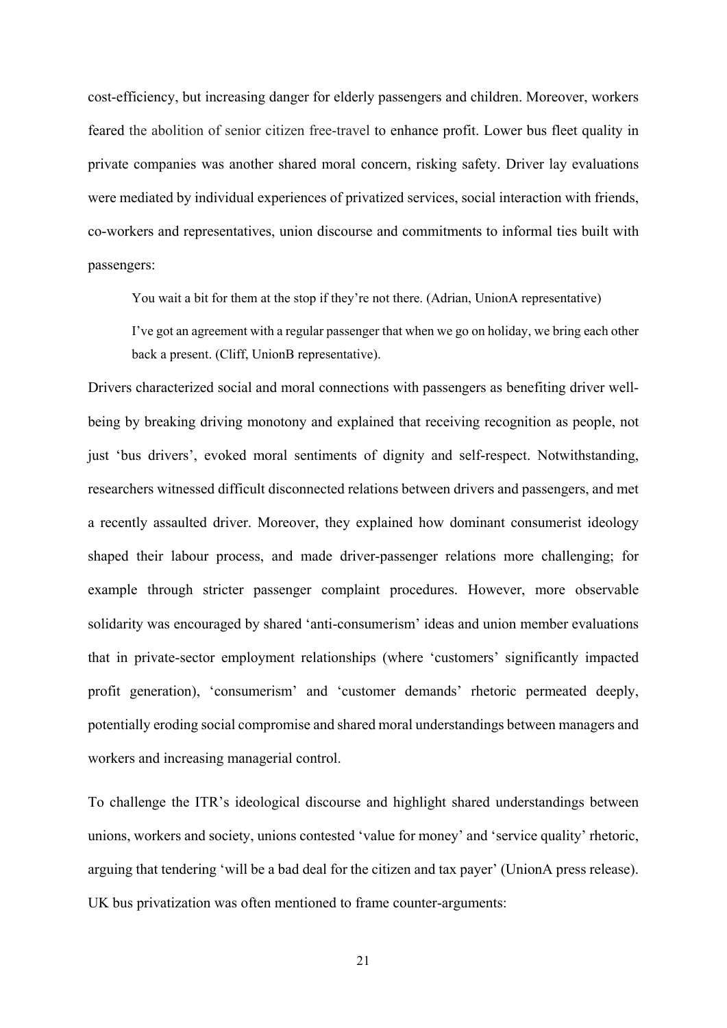cost-efficiency, but increasing danger for elderly passengers and children. Moreover, workers feared the abolition of senior citizen free-travel to enhance profit. Lower bus fleet quality in private companies was another shared moral concern, risking safety. Driver lay evaluations were mediated by individual experiences of privatized services, social interaction with friends, co-workers and representatives, union discourse and commitments to informal ties built with passengers:

> You wait a bit for them at the stop if they're not there. (Adrian, UnionA representative)
>
> I've got an agreement with a regular passenger that when we go on holiday, we bring each other back a present. (Cliff, UnionB representative).

Drivers characterized social and moral connections with passengers as benefiting driver well-being by breaking driving monotony and explained that receiving recognition as people, not just 'bus drivers', evoked moral sentiments of dignity and self-respect. Notwithstanding, researchers witnessed difficult disconnected relations between drivers and passengers, and met a recently assaulted driver. Moreover, they explained how dominant consumerist ideology shaped their labour process, and made driver-passenger relations more challenging; for example through stricter passenger complaint procedures. However, more observable solidarity was encouraged by shared 'anti-consumerism' ideas and union member evaluations that in private-sector employment relationships (where 'customers' significantly impacted profit generation), 'consumerism' and 'customer demands' rhetoric permeated deeply, potentially eroding social compromise and shared moral understandings between managers and workers and increasing managerial control.

To challenge the ITR's ideological discourse and highlight shared understandings between unions, workers and society, unions contested 'value for money' and 'service quality' rhetoric, arguing that tendering 'will be a bad deal for the citizen and tax payer' (UnionA press release). UK bus privatization was often mentioned to frame counter-arguments: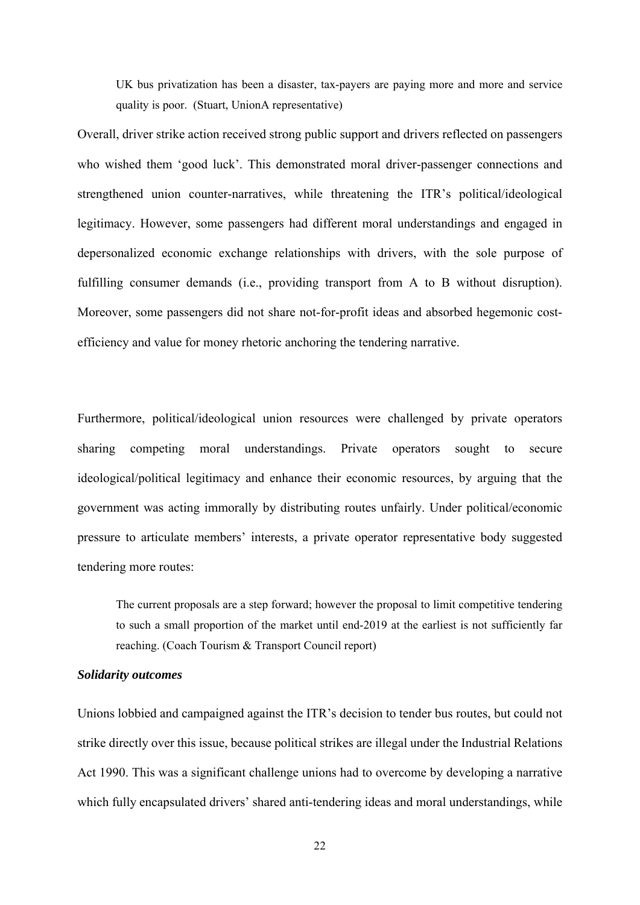> UK bus privatization has been a disaster, tax-payers are paying more and more and service quality is poor. (Stuart, UnionA representative)

Overall, driver strike action received strong public support and drivers reflected on passengers who wished them 'good luck'. This demonstrated moral driver-passenger connections and strengthened union counter-narratives, while threatening the ITR's political/ideological legitimacy. However, some passengers had different moral understandings and engaged in depersonalized economic exchange relationships with drivers, with the sole purpose of fulfilling consumer demands (i.e., providing transport from A to B without disruption). Moreover, some passengers did not share not-for-profit ideas and absorbed hegemonic cost-efficiency and value for money rhetoric anchoring the tendering narrative.

Furthermore, political/ideological union resources were challenged by private operators sharing competing moral understandings. Private operators sought to secure ideological/political legitimacy and enhance their economic resources, by arguing that the government was acting immorally by distributing routes unfairly. Under political/economic pressure to articulate members' interests, a private operator representative body suggested tendering more routes:

> The current proposals are a step forward; however the proposal to limit competitive tendering to such a small proportion of the market until end-2019 at the earliest is not sufficiently far reaching. (Coach Tourism & Transport Council report)

***Solidarity outcomes***

Unions lobbied and campaigned against the ITR's decision to tender bus routes, but could not strike directly over this issue, because political strikes are illegal under the Industrial Relations Act 1990. This was a significant challenge unions had to overcome by developing a narrative which fully encapsulated drivers' shared anti-tendering ideas and moral understandings, while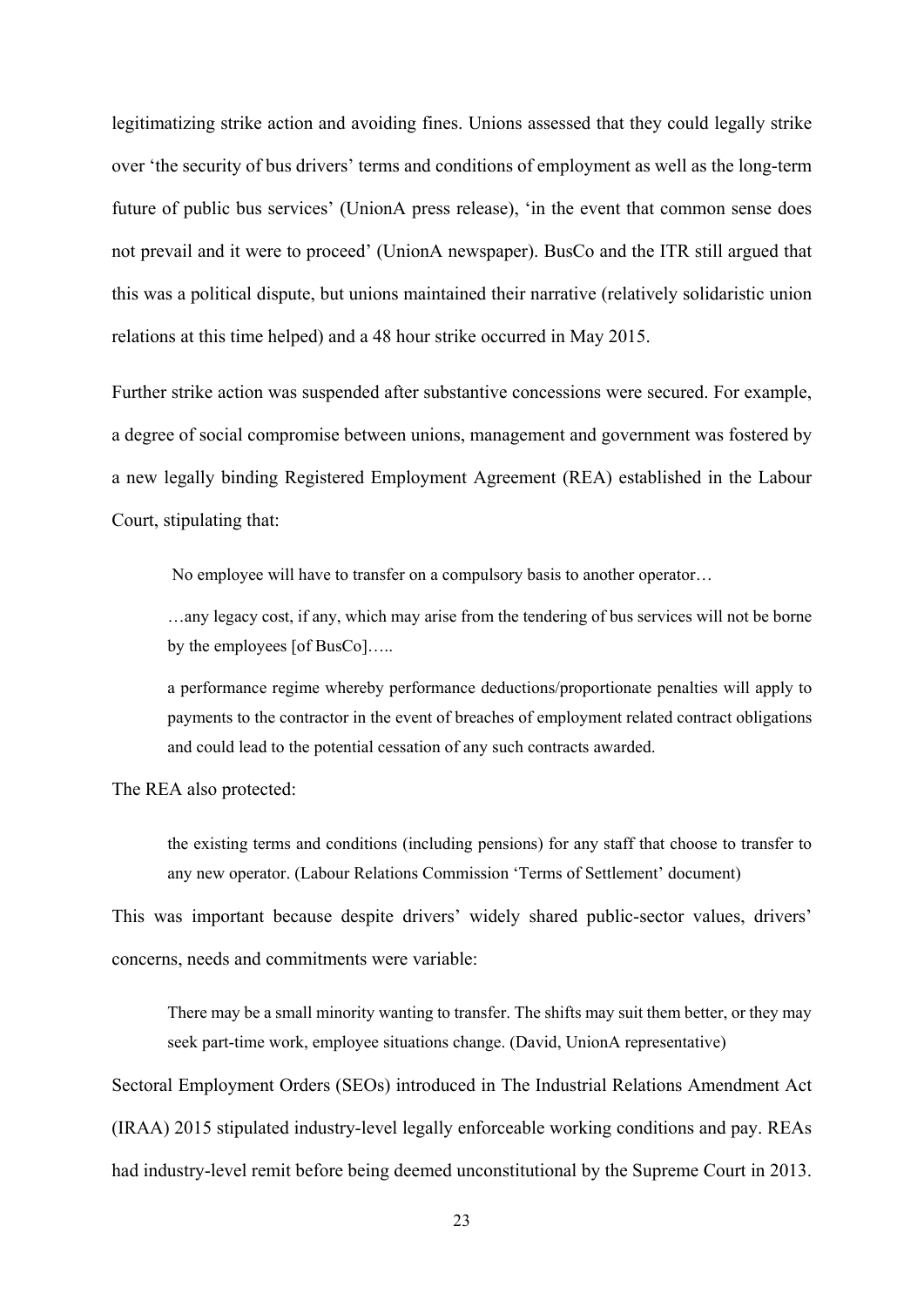legitimatizing strike action and avoiding fines. Unions assessed that they could legally strike over 'the security of bus drivers' terms and conditions of employment as well as the long-term future of public bus services' (UnionA press release), 'in the event that common sense does not prevail and it were to proceed' (UnionA newspaper). BusCo and the ITR still argued that this was a political dispute, but unions maintained their narrative (relatively solidaristic union relations at this time helped) and a 48 hour strike occurred in May 2015.

Further strike action was suspended after substantive concessions were secured. For example, a degree of social compromise between unions, management and government was fostered by a new legally binding Registered Employment Agreement (REA) established in the Labour Court, stipulating that:

> No employee will have to transfer on a compulsory basis to another operator…
>
> …any legacy cost, if any, which may arise from the tendering of bus services will not be borne by the employees [of BusCo]…..
>
> a performance regime whereby performance deductions/proportionate penalties will apply to payments to the contractor in the event of breaches of employment related contract obligations and could lead to the potential cessation of any such contracts awarded.

The REA also protected:

> the existing terms and conditions (including pensions) for any staff that choose to transfer to any new operator. (Labour Relations Commission 'Terms of Settlement' document)

This was important because despite drivers' widely shared public-sector values, drivers' concerns, needs and commitments were variable:

> There may be a small minority wanting to transfer. The shifts may suit them better, or they may seek part-time work, employee situations change. (David, UnionA representative)

Sectoral Employment Orders (SEOs) introduced in The Industrial Relations Amendment Act (IRAA) 2015 stipulated industry-level legally enforceable working conditions and pay. REAs had industry-level remit before being deemed unconstitutional by the Supreme Court in 2013.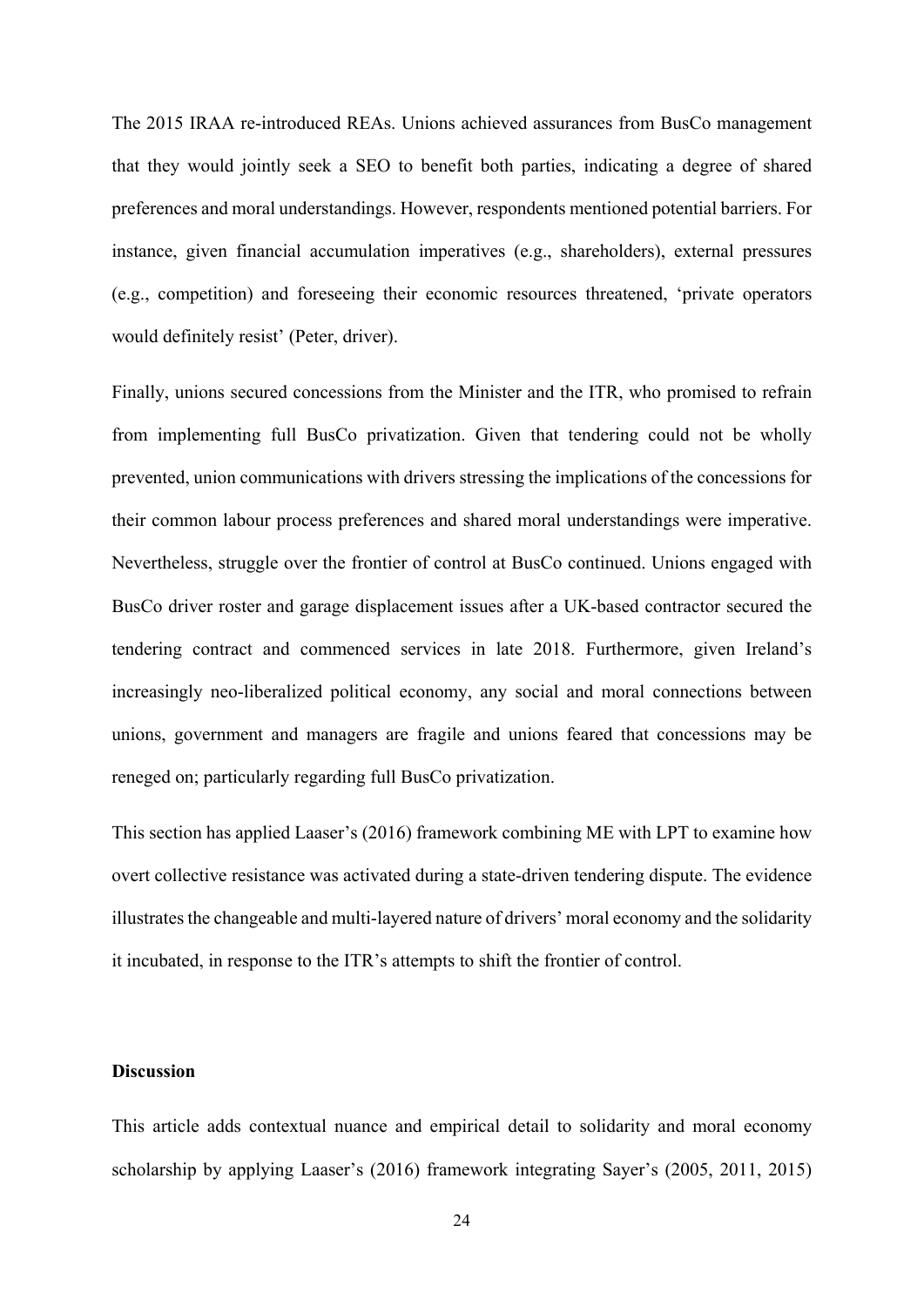The 2015 IRAA re-introduced REAs. Unions achieved assurances from BusCo management that they would jointly seek a SEO to benefit both parties, indicating a degree of shared preferences and moral understandings. However, respondents mentioned potential barriers. For instance, given financial accumulation imperatives (e.g., shareholders), external pressures (e.g., competition) and foreseeing their economic resources threatened, 'private operators would definitely resist' (Peter, driver).

Finally, unions secured concessions from the Minister and the ITR, who promised to refrain from implementing full BusCo privatization. Given that tendering could not be wholly prevented, union communications with drivers stressing the implications of the concessions for their common labour process preferences and shared moral understandings were imperative. Nevertheless, struggle over the frontier of control at BusCo continued. Unions engaged with BusCo driver roster and garage displacement issues after a UK-based contractor secured the tendering contract and commenced services in late 2018. Furthermore, given Ireland's increasingly neo-liberalized political economy, any social and moral connections between unions, government and managers are fragile and unions feared that concessions may be reneged on; particularly regarding full BusCo privatization.

This section has applied Laaser's (2016) framework combining ME with LPT to examine how overt collective resistance was activated during a state-driven tendering dispute. The evidence illustrates the changeable and multi-layered nature of drivers' moral economy and the solidarity it incubated, in response to the ITR's attempts to shift the frontier of control.

## Discussion

This article adds contextual nuance and empirical detail to solidarity and moral economy scholarship by applying Laaser's (2016) framework integrating Sayer's (2005, 2011, 2015)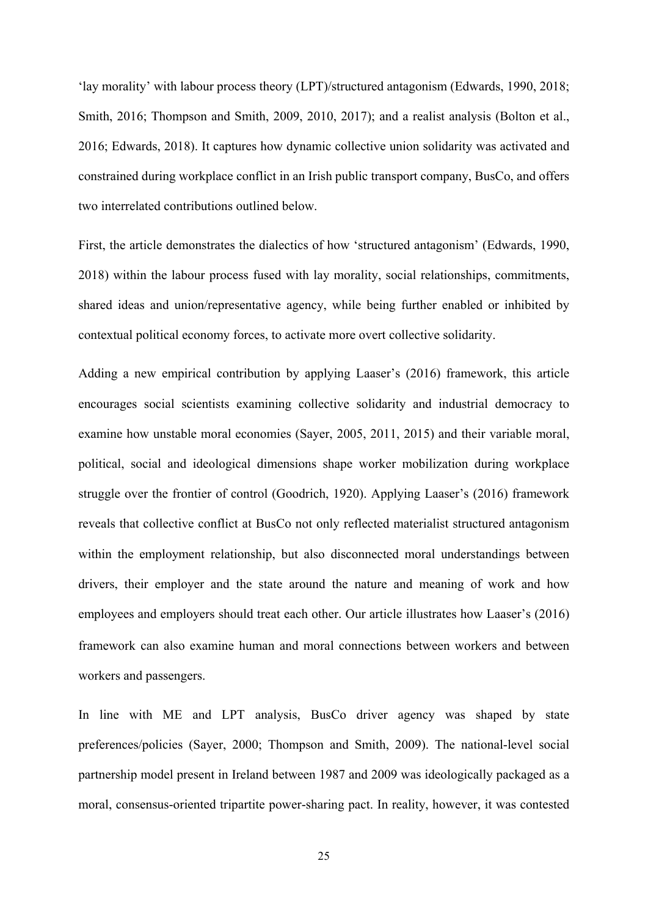'lay morality' with labour process theory (LPT)/structured antagonism (Edwards, 1990, 2018; Smith, 2016; Thompson and Smith, 2009, 2010, 2017); and a realist analysis (Bolton et al., 2016; Edwards, 2018). It captures how dynamic collective union solidarity was activated and constrained during workplace conflict in an Irish public transport company, BusCo, and offers two interrelated contributions outlined below.

First, the article demonstrates the dialectics of how 'structured antagonism' (Edwards, 1990, 2018) within the labour process fused with lay morality, social relationships, commitments, shared ideas and union/representative agency, while being further enabled or inhibited by contextual political economy forces, to activate more overt collective solidarity.

Adding a new empirical contribution by applying Laaser's (2016) framework, this article encourages social scientists examining collective solidarity and industrial democracy to examine how unstable moral economies (Sayer, 2005, 2011, 2015) and their variable moral, political, social and ideological dimensions shape worker mobilization during workplace struggle over the frontier of control (Goodrich, 1920). Applying Laaser's (2016) framework reveals that collective conflict at BusCo not only reflected materialist structured antagonism within the employment relationship, but also disconnected moral understandings between drivers, their employer and the state around the nature and meaning of work and how employees and employers should treat each other. Our article illustrates how Laaser's (2016) framework can also examine human and moral connections between workers and between workers and passengers.

In line with ME and LPT analysis, BusCo driver agency was shaped by state preferences/policies (Sayer, 2000; Thompson and Smith, 2009). The national-level social partnership model present in Ireland between 1987 and 2009 was ideologically packaged as a moral, consensus-oriented tripartite power-sharing pact. In reality, however, it was contested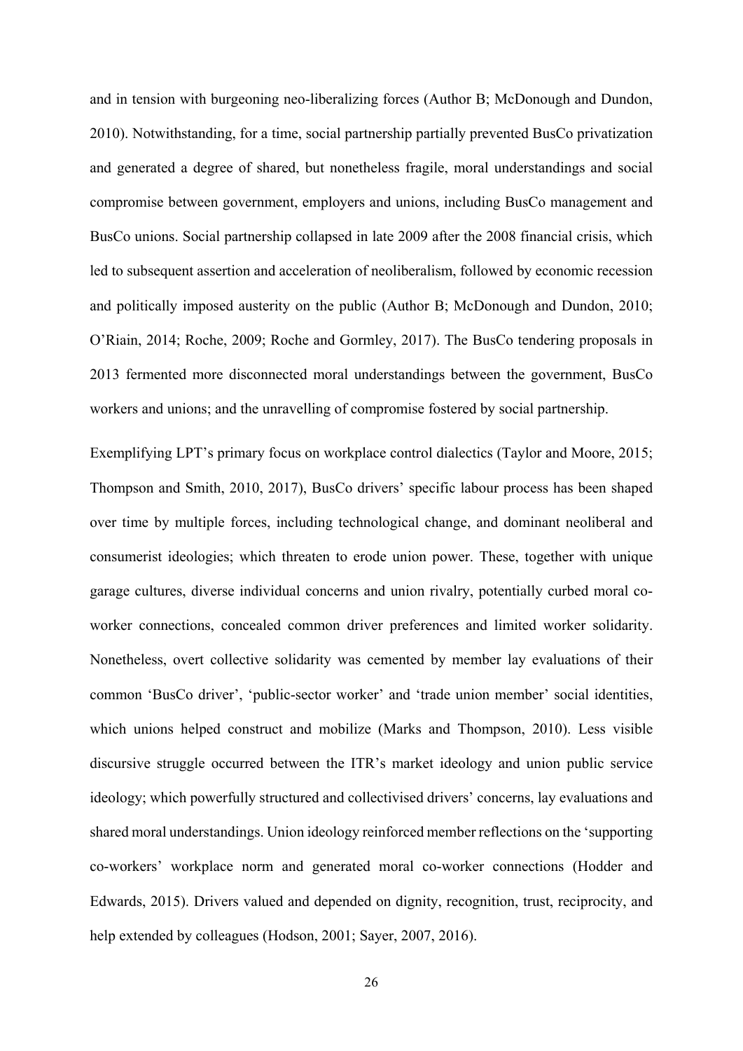and in tension with burgeoning neo-liberalizing forces (Author B; McDonough and Dundon, 2010). Notwithstanding, for a time, social partnership partially prevented BusCo privatization and generated a degree of shared, but nonetheless fragile, moral understandings and social compromise between government, employers and unions, including BusCo management and BusCo unions. Social partnership collapsed in late 2009 after the 2008 financial crisis, which led to subsequent assertion and acceleration of neoliberalism, followed by economic recession and politically imposed austerity on the public (Author B; McDonough and Dundon, 2010; O'Riain, 2014; Roche, 2009; Roche and Gormley, 2017). The BusCo tendering proposals in 2013 fermented more disconnected moral understandings between the government, BusCo workers and unions; and the unravelling of compromise fostered by social partnership.

Exemplifying LPT's primary focus on workplace control dialectics (Taylor and Moore, 2015; Thompson and Smith, 2010, 2017), BusCo drivers' specific labour process has been shaped over time by multiple forces, including technological change, and dominant neoliberal and consumerist ideologies; which threaten to erode union power. These, together with unique garage cultures, diverse individual concerns and union rivalry, potentially curbed moral co-worker connections, concealed common driver preferences and limited worker solidarity. Nonetheless, overt collective solidarity was cemented by member lay evaluations of their common 'BusCo driver', 'public-sector worker' and 'trade union member' social identities, which unions helped construct and mobilize (Marks and Thompson, 2010). Less visible discursive struggle occurred between the ITR's market ideology and union public service ideology; which powerfully structured and collectivised drivers' concerns, lay evaluations and shared moral understandings. Union ideology reinforced member reflections on the 'supporting co-workers' workplace norm and generated moral co-worker connections (Hodder and Edwards, 2015). Drivers valued and depended on dignity, recognition, trust, reciprocity, and help extended by colleagues (Hodson, 2001; Sayer, 2007, 2016).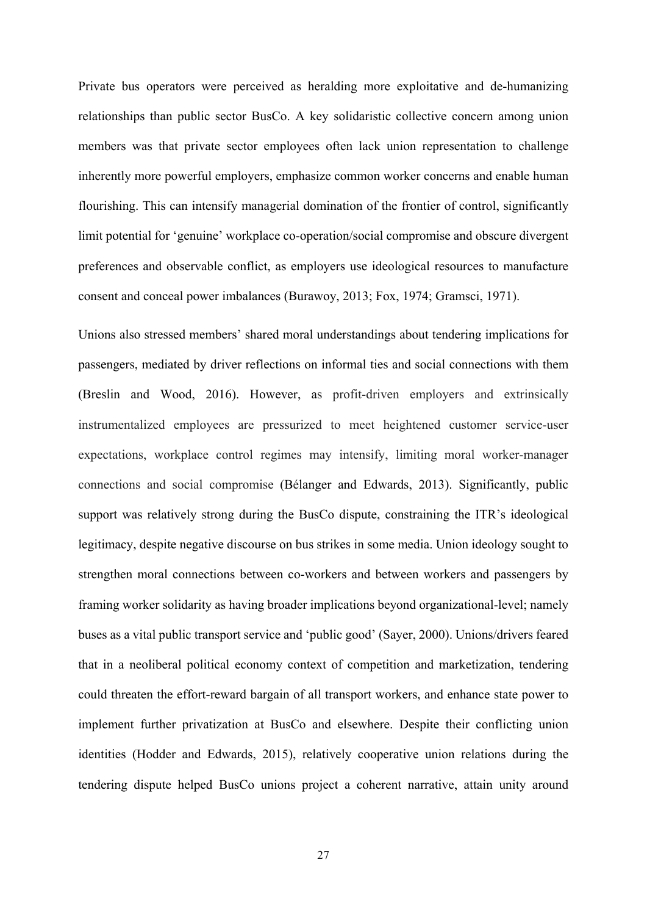Private bus operators were perceived as heralding more exploitative and de-humanizing relationships than public sector BusCo. A key solidaristic collective concern among union members was that private sector employees often lack union representation to challenge inherently more powerful employers, emphasize common worker concerns and enable human flourishing. This can intensify managerial domination of the frontier of control, significantly limit potential for 'genuine' workplace co-operation/social compromise and obscure divergent preferences and observable conflict, as employers use ideological resources to manufacture consent and conceal power imbalances (Burawoy, 2013; Fox, 1974; Gramsci, 1971).

Unions also stressed members' shared moral understandings about tendering implications for passengers, mediated by driver reflections on informal ties and social connections with them (Breslin and Wood, 2016). However, as profit-driven employers and extrinsically instrumentalized employees are pressurized to meet heightened customer service-user expectations, workplace control regimes may intensify, limiting moral worker-manager connections and social compromise (Bélanger and Edwards, 2013). Significantly, public support was relatively strong during the BusCo dispute, constraining the ITR's ideological legitimacy, despite negative discourse on bus strikes in some media. Union ideology sought to strengthen moral connections between co-workers and between workers and passengers by framing worker solidarity as having broader implications beyond organizational-level; namely buses as a vital public transport service and 'public good' (Sayer, 2000). Unions/drivers feared that in a neoliberal political economy context of competition and marketization, tendering could threaten the effort-reward bargain of all transport workers, and enhance state power to implement further privatization at BusCo and elsewhere. Despite their conflicting union identities (Hodder and Edwards, 2015), relatively cooperative union relations during the tendering dispute helped BusCo unions project a coherent narrative, attain unity around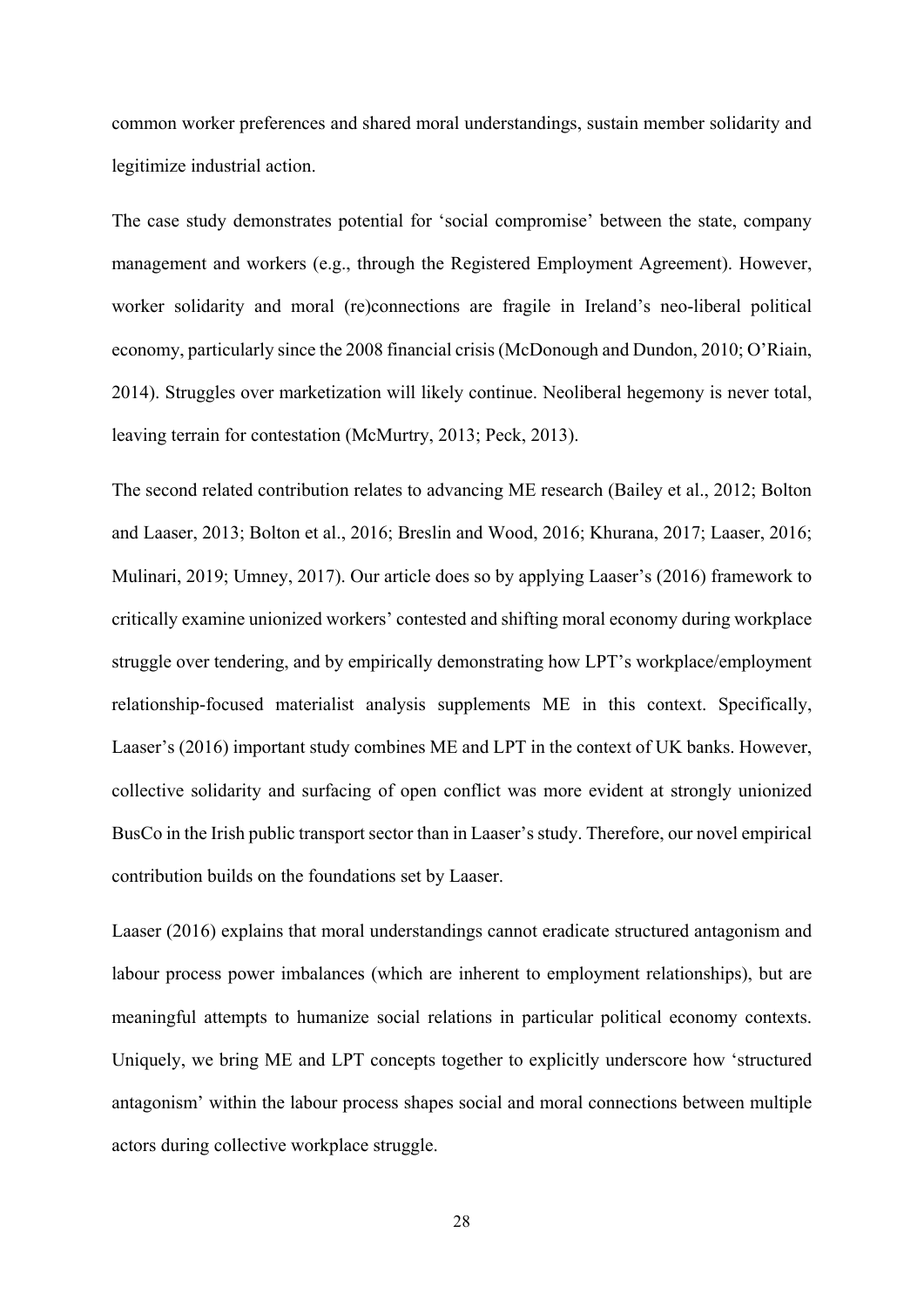common worker preferences and shared moral understandings, sustain member solidarity and legitimize industrial action.

The case study demonstrates potential for 'social compromise' between the state, company management and workers (e.g., through the Registered Employment Agreement). However, worker solidarity and moral (re)connections are fragile in Ireland's neo-liberal political economy, particularly since the 2008 financial crisis (McDonough and Dundon, 2010; O'Riain, 2014). Struggles over marketization will likely continue. Neoliberal hegemony is never total, leaving terrain for contestation (McMurtry, 2013; Peck, 2013).

The second related contribution relates to advancing ME research (Bailey et al., 2012; Bolton and Laaser, 2013; Bolton et al., 2016; Breslin and Wood, 2016; Khurana, 2017; Laaser, 2016; Mulinari, 2019; Umney, 2017). Our article does so by applying Laaser's (2016) framework to critically examine unionized workers' contested and shifting moral economy during workplace struggle over tendering, and by empirically demonstrating how LPT's workplace/employment relationship-focused materialist analysis supplements ME in this context. Specifically, Laaser's (2016) important study combines ME and LPT in the context of UK banks. However, collective solidarity and surfacing of open conflict was more evident at strongly unionized BusCo in the Irish public transport sector than in Laaser's study. Therefore, our novel empirical contribution builds on the foundations set by Laaser.

Laaser (2016) explains that moral understandings cannot eradicate structured antagonism and labour process power imbalances (which are inherent to employment relationships), but are meaningful attempts to humanize social relations in particular political economy contexts. Uniquely, we bring ME and LPT concepts together to explicitly underscore how 'structured antagonism' within the labour process shapes social and moral connections between multiple actors during collective workplace struggle.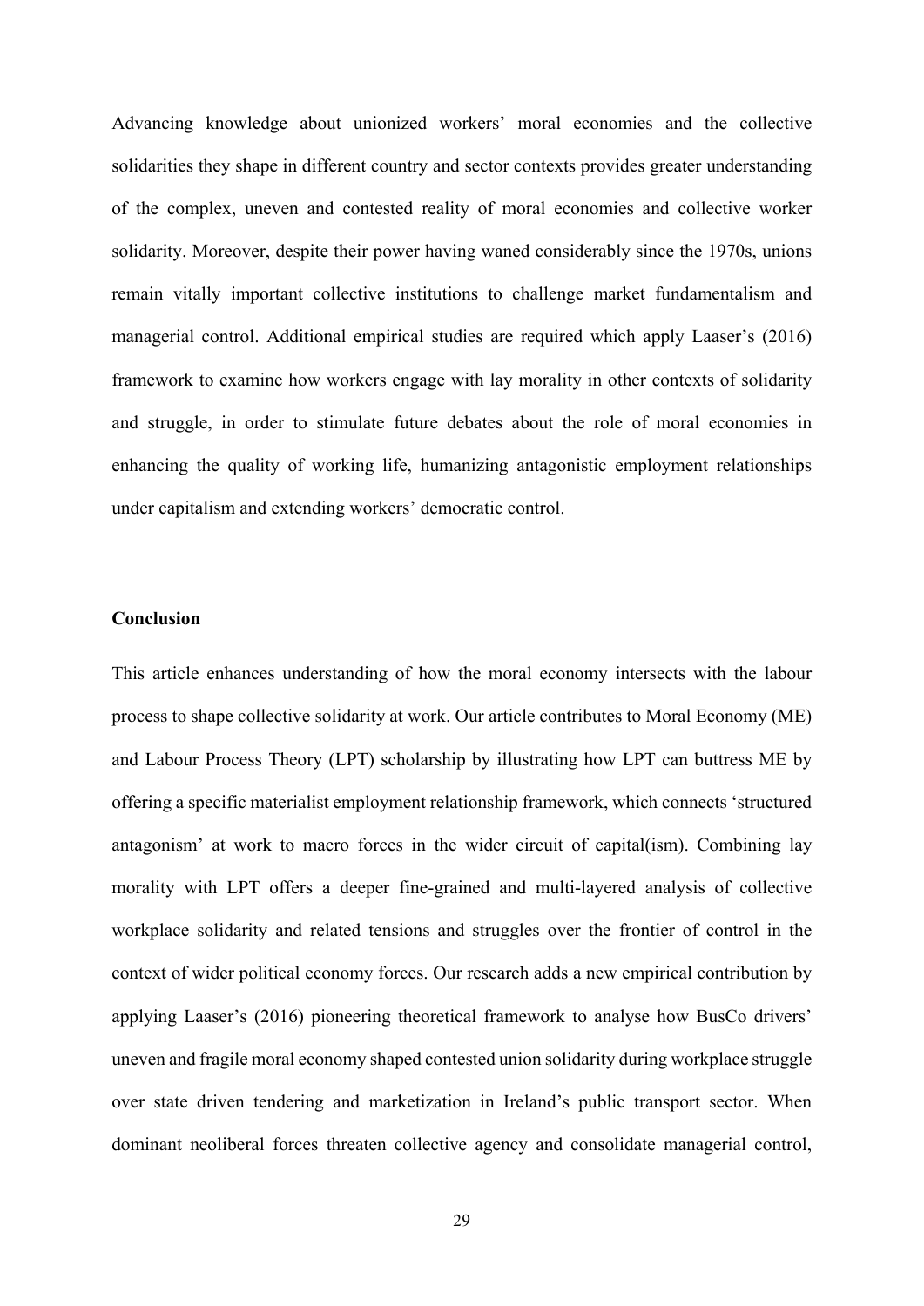Advancing knowledge about unionized workers' moral economies and the collective solidarities they shape in different country and sector contexts provides greater understanding of the complex, uneven and contested reality of moral economies and collective worker solidarity. Moreover, despite their power having waned considerably since the 1970s, unions remain vitally important collective institutions to challenge market fundamentalism and managerial control. Additional empirical studies are required which apply Laaser's (2016) framework to examine how workers engage with lay morality in other contexts of solidarity and struggle, in order to stimulate future debates about the role of moral economies in enhancing the quality of working life, humanizing antagonistic employment relationships under capitalism and extending workers' democratic control.

## Conclusion

This article enhances understanding of how the moral economy intersects with the labour process to shape collective solidarity at work. Our article contributes to Moral Economy (ME) and Labour Process Theory (LPT) scholarship by illustrating how LPT can buttress ME by offering a specific materialist employment relationship framework, which connects 'structured antagonism' at work to macro forces in the wider circuit of capital(ism). Combining lay morality with LPT offers a deeper fine-grained and multi-layered analysis of collective workplace solidarity and related tensions and struggles over the frontier of control in the context of wider political economy forces. Our research adds a new empirical contribution by applying Laaser's (2016) pioneering theoretical framework to analyse how BusCo drivers' uneven and fragile moral economy shaped contested union solidarity during workplace struggle over state driven tendering and marketization in Ireland's public transport sector. When dominant neoliberal forces threaten collective agency and consolidate managerial control,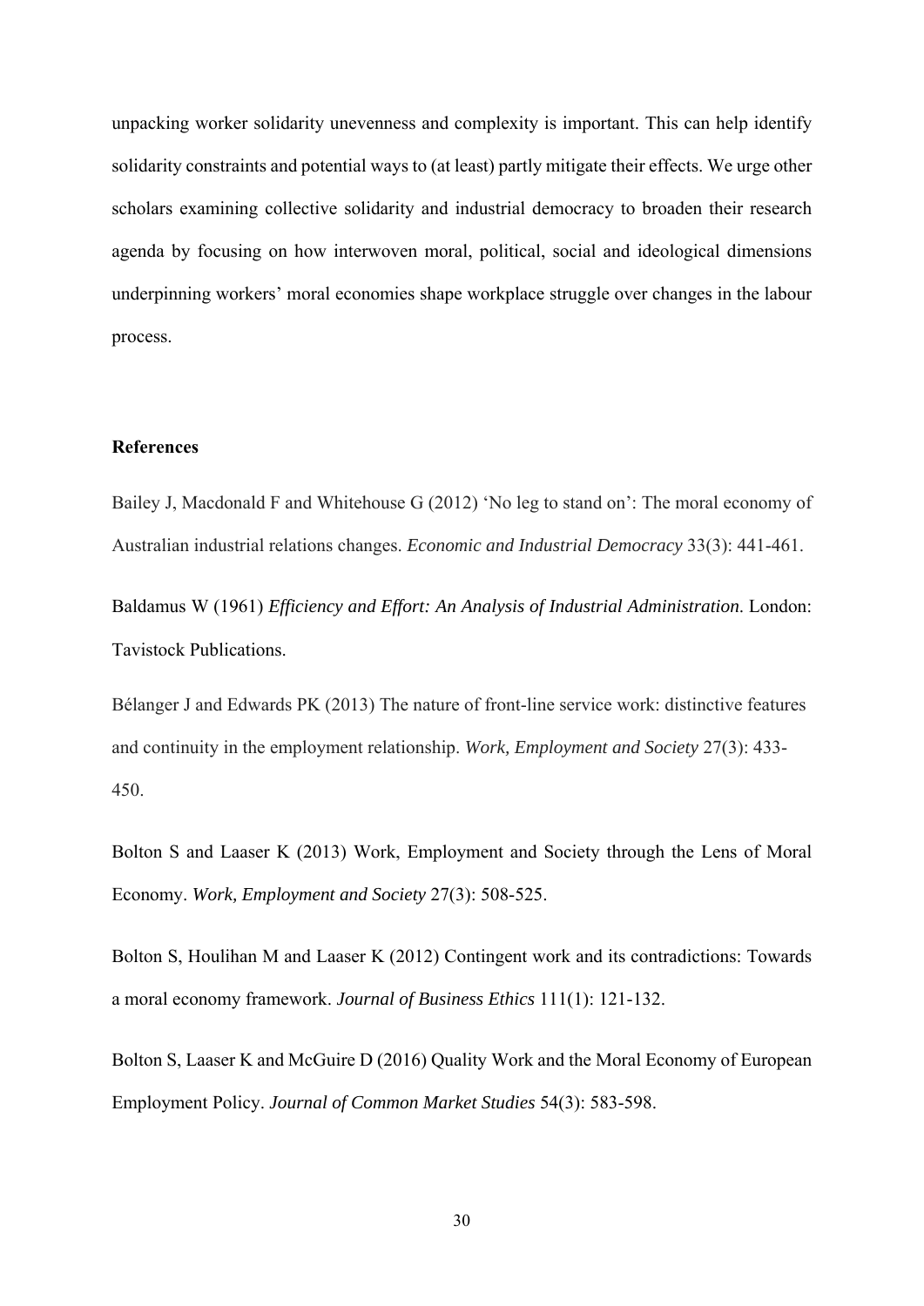unpacking worker solidarity unevenness and complexity is important. This can help identify solidarity constraints and potential ways to (at least) partly mitigate their effects. We urge other scholars examining collective solidarity and industrial democracy to broaden their research agenda by focusing on how interwoven moral, political, social and ideological dimensions underpinning workers' moral economies shape workplace struggle over changes in the labour process.

**References**

Bailey J, Macdonald F and Whitehouse G (2012) 'No leg to stand on': The moral economy of Australian industrial relations changes. *Economic and Industrial Democracy* 33(3): 441-461.

Baldamus W (1961) *Efficiency and Effort: An Analysis of Industrial Administration*. London: Tavistock Publications.

Bélanger J and Edwards PK (2013) The nature of front-line service work: distinctive features and continuity in the employment relationship. *Work, Employment and Society* 27(3): 433-450.

Bolton S and Laaser K (2013) Work, Employment and Society through the Lens of Moral Economy. *Work, Employment and Society* 27(3): 508-525.

Bolton S, Houlihan M and Laaser K (2012) Contingent work and its contradictions: Towards a moral economy framework. *Journal of Business Ethics* 111(1): 121-132.

Bolton S, Laaser K and McGuire D (2016) Quality Work and the Moral Economy of European Employment Policy. *Journal of Common Market Studies* 54(3): 583-598.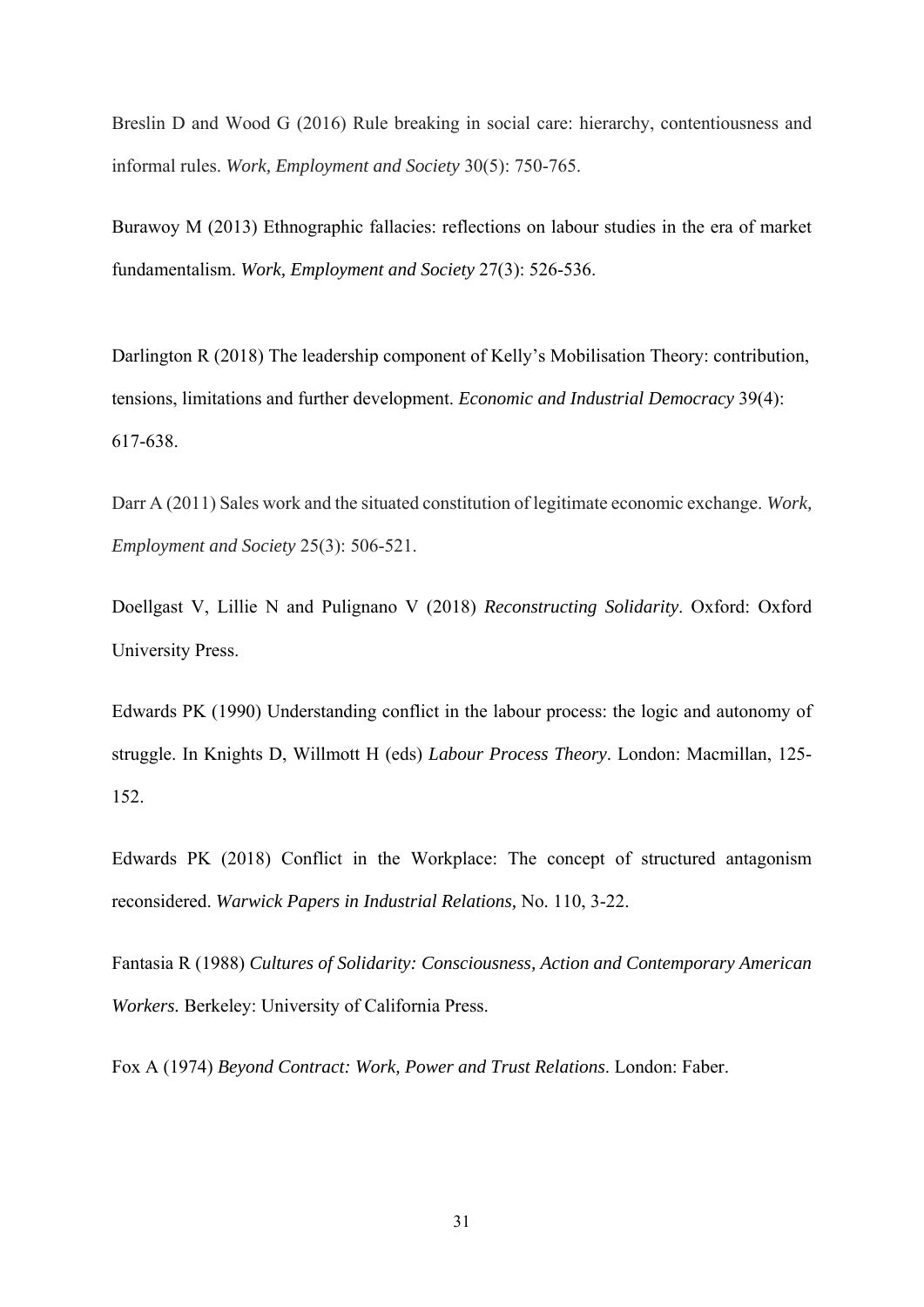Breslin D and Wood G (2016) Rule breaking in social care: hierarchy, contentiousness and informal rules. *Work, Employment and Society* 30(5): 750-765.

Burawoy M (2013) Ethnographic fallacies: reflections on labour studies in the era of market fundamentalism. *Work, Employment and Society* 27(3): 526-536.

Darlington R (2018) The leadership component of Kelly's Mobilisation Theory: contribution, tensions, limitations and further development. *Economic and Industrial Democracy* 39(4): 617-638.

Darr A (2011) Sales work and the situated constitution of legitimate economic exchange. *Work, Employment and Society* 25(3): 506-521.

Doellgast V, Lillie N and Pulignano V (2018) *Reconstructing Solidarity*. Oxford: Oxford University Press.

Edwards PK (1990) Understanding conflict in the labour process: the logic and autonomy of struggle. In Knights D, Willmott H (eds) *Labour Process Theory*. London: Macmillan, 125-152.

Edwards PK (2018) Conflict in the Workplace: The concept of structured antagonism reconsidered. *Warwick Papers in Industrial Relations,* No. 110, 3-22.

Fantasia R (1988) *Cultures of Solidarity: Consciousness, Action and Contemporary American Workers.* Berkeley: University of California Press.

Fox A (1974) *Beyond Contract: Work, Power and Trust Relations*. London: Faber.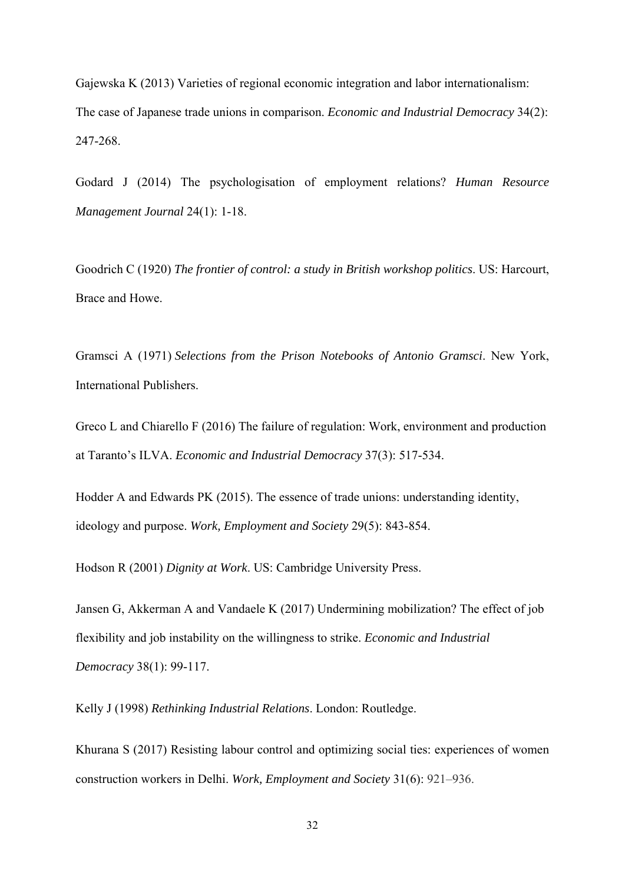Gajewska K (2013) Varieties of regional economic integration and labor internationalism: The case of Japanese trade unions in comparison. *Economic and Industrial Democracy* 34(2): 247-268.

Godard J (2014) The psychologisation of employment relations? *Human Resource Management Journal* 24(1): 1-18.

Goodrich C (1920) *The frontier of control: a study in British workshop politics*. US: Harcourt, Brace and Howe.

Gramsci A (1971) *Selections from the Prison Notebooks of Antonio Gramsci*. New York, International Publishers.

Greco L and Chiarello F (2016) The failure of regulation: Work, environment and production at Taranto's ILVA. *Economic and Industrial Democracy* 37(3): 517-534.

Hodder A and Edwards PK (2015). The essence of trade unions: understanding identity, ideology and purpose. *Work, Employment and Society* 29(5): 843-854.

Hodson R (2001) *Dignity at Work*. US: Cambridge University Press.

Jansen G, Akkerman A and Vandaele K (2017) Undermining mobilization? The effect of job flexibility and job instability on the willingness to strike. *Economic and Industrial Democracy* 38(1): 99-117.

Kelly J (1998) *Rethinking Industrial Relations*. London: Routledge.

Khurana S (2017) Resisting labour control and optimizing social ties: experiences of women construction workers in Delhi. *Work, Employment and Society* 31(6): 921–936.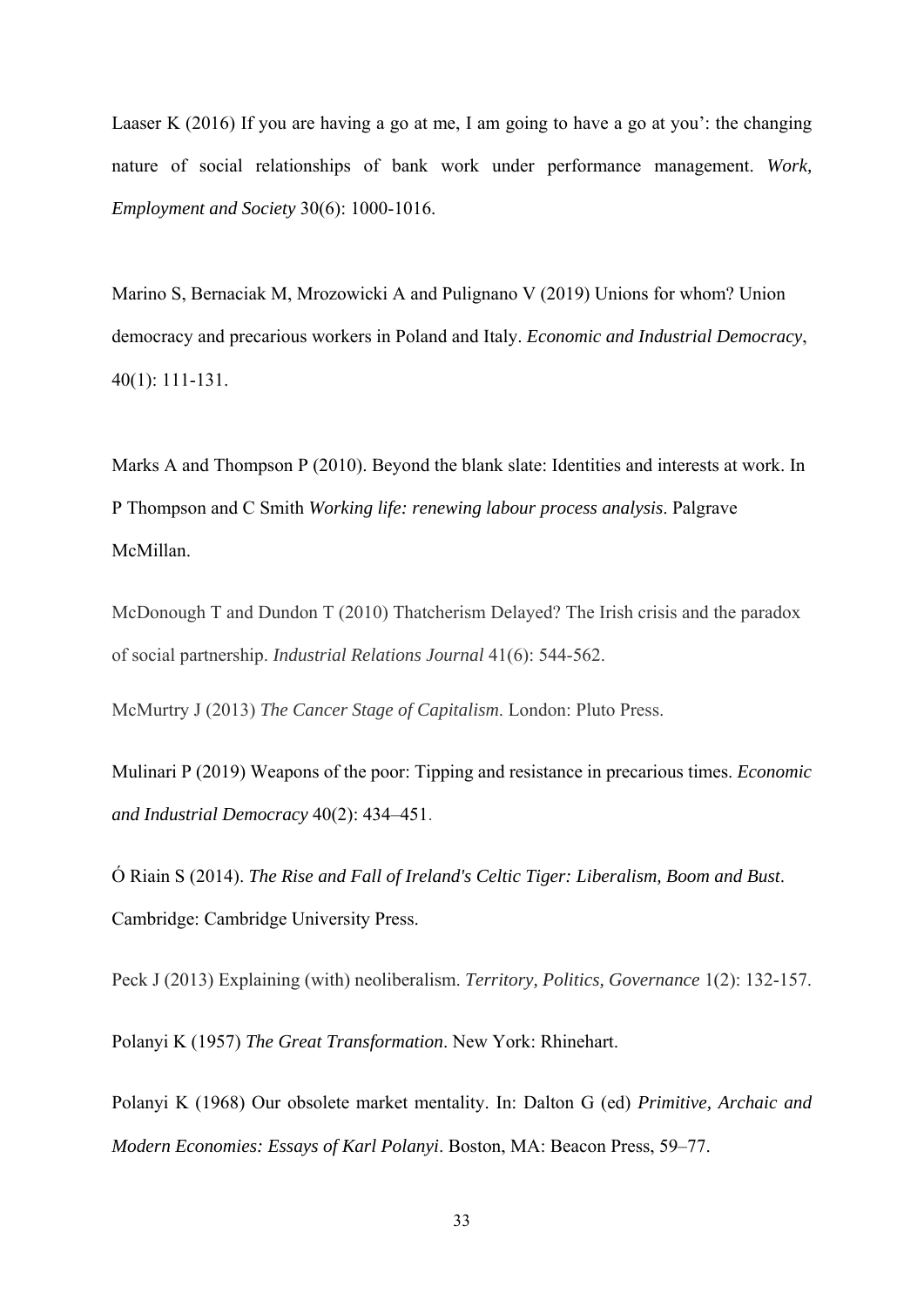Laaser K (2016) If you are having a go at me, I am going to have a go at you': the changing nature of social relationships of bank work under performance management. *Work, Employment and Society* 30(6): 1000-1016.

Marino S, Bernaciak M, Mrozowicki A and Pulignano V (2019) Unions for whom? Union democracy and precarious workers in Poland and Italy. *Economic and Industrial Democracy*, 40(1): 111-131.

Marks A and Thompson P (2010). Beyond the blank slate: Identities and interests at work. In P Thompson and C Smith *Working life: renewing labour process analysis*. Palgrave McMillan.

McDonough T and Dundon T (2010) Thatcherism Delayed? The Irish crisis and the paradox of social partnership. *Industrial Relations Journal* 41(6): 544-562.

McMurtry J (2013) *The Cancer Stage of Capitalism*. London: Pluto Press.

Mulinari P (2019) Weapons of the poor: Tipping and resistance in precarious times. *Economic and Industrial Democracy* 40(2): 434–451.

Ó Riain S (2014). *The Rise and Fall of Ireland's Celtic Tiger: Liberalism, Boom and Bust*. Cambridge: Cambridge University Press.

Peck J (2013) Explaining (with) neoliberalism. *Territory, Politics, Governance* 1(2): 132-157.

Polanyi K (1957) *The Great Transformation*. New York: Rhinehart.

Polanyi K (1968) Our obsolete market mentality. In: Dalton G (ed) *Primitive, Archaic and Modern Economies: Essays of Karl Polanyi*. Boston, MA: Beacon Press, 59–77.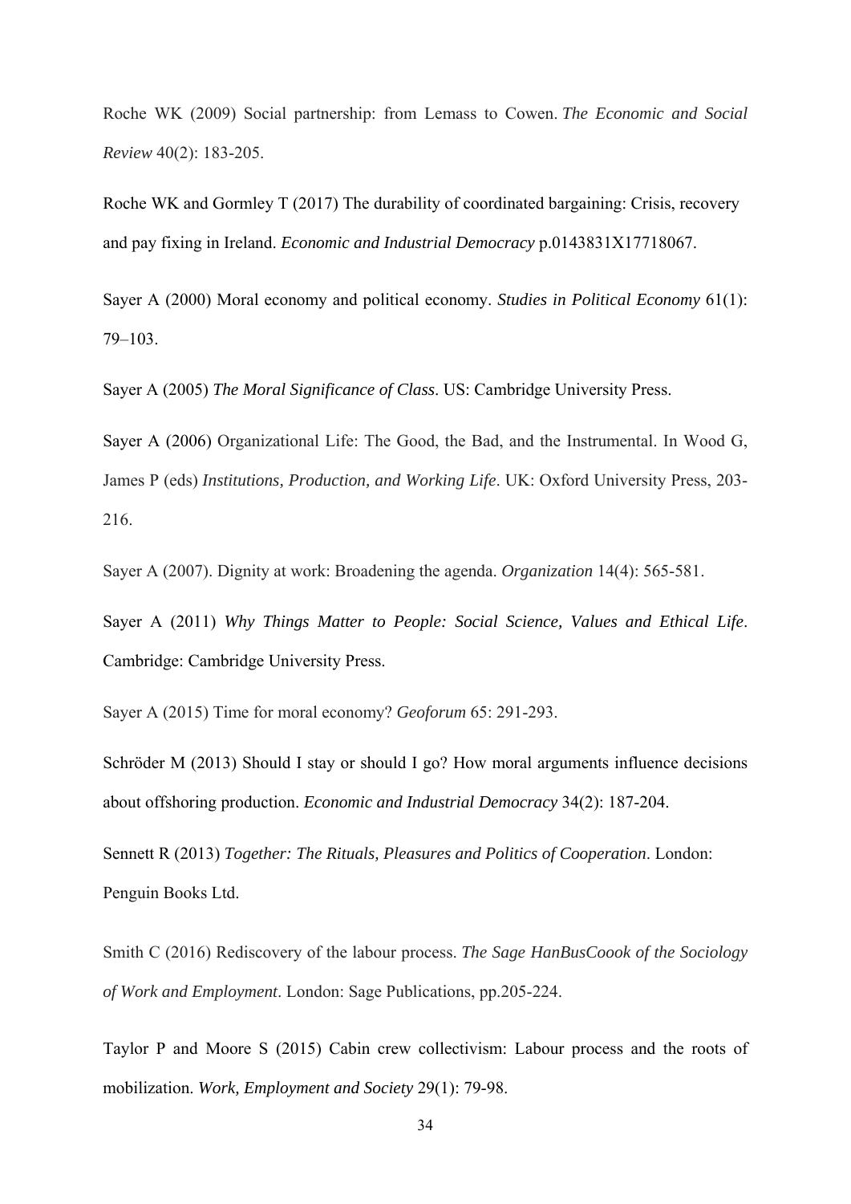Roche WK (2009) Social partnership: from Lemass to Cowen. *The Economic and Social Review* 40(2): 183-205.

Roche WK and Gormley T (2017) The durability of coordinated bargaining: Crisis, recovery and pay fixing in Ireland. *Economic and Industrial Democracy* p.0143831X17718067.

Sayer A (2000) Moral economy and political economy. *Studies in Political Economy* 61(1): 79–103.

Sayer A (2005) *The Moral Significance of Class*. US: Cambridge University Press.

Sayer A (2006) Organizational Life: The Good, the Bad, and the Instrumental. In Wood G, James P (eds) *Institutions, Production, and Working Life*. UK: Oxford University Press, 203-216.

Sayer A (2007). Dignity at work: Broadening the agenda. *Organization* 14(4): 565-581.

Sayer A (2011) *Why Things Matter to People: Social Science, Values and Ethical Life*. Cambridge: Cambridge University Press.

Sayer A (2015) Time for moral economy? *Geoforum* 65: 291-293.

Schröder M (2013) Should I stay or should I go? How moral arguments influence decisions about offshoring production. *Economic and Industrial Democracy* 34(2): 187-204.

Sennett R (2013) *Together: The Rituals, Pleasures and Politics of Cooperation*. London: Penguin Books Ltd.

Smith C (2016) Rediscovery of the labour process. *The Sage HanBusCoook of the Sociology of Work and Employment*. London: Sage Publications, pp.205-224.

Taylor P and Moore S (2015) Cabin crew collectivism: Labour process and the roots of mobilization. *Work, Employment and Society* 29(1): 79-98.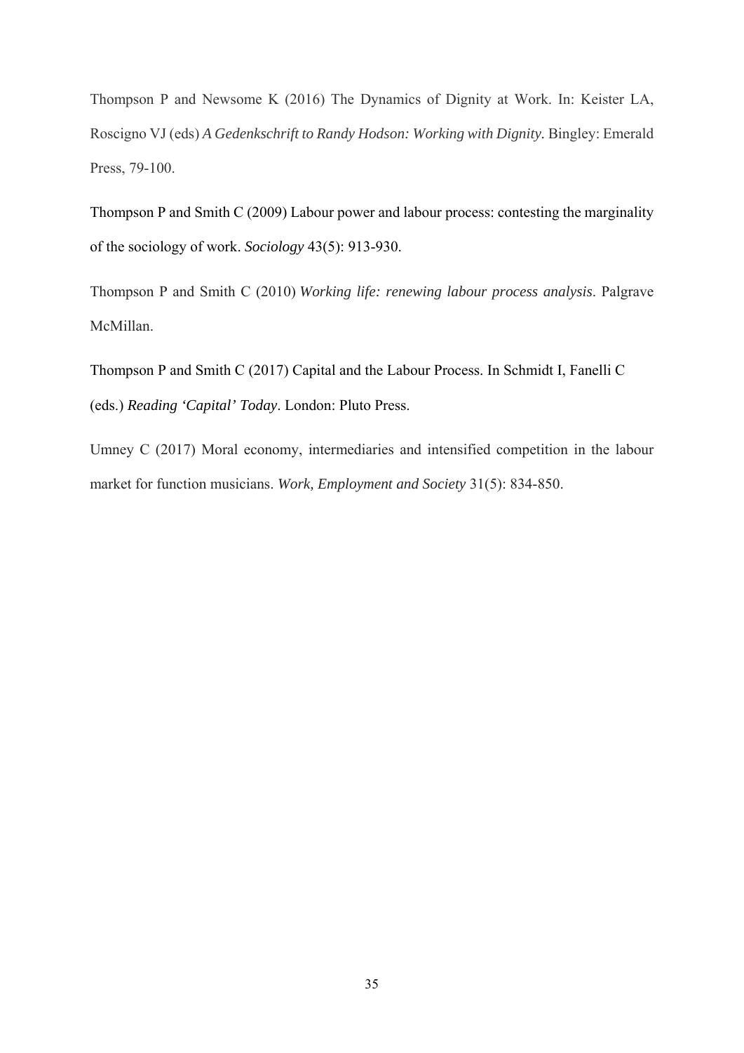Thompson P and Newsome K (2016) The Dynamics of Dignity at Work. In: Keister LA, Roscigno VJ (eds) *A Gedenkschrift to Randy Hodson: Working with Dignity*. Bingley: Emerald Press, 79-100.

Thompson P and Smith C (2009) Labour power and labour process: contesting the marginality of the sociology of work. *Sociology* 43(5): 913-930.

Thompson P and Smith C (2010) *Working life: renewing labour process analysis*. Palgrave McMillan.

Thompson P and Smith C (2017) Capital and the Labour Process. In Schmidt I, Fanelli C (eds.) *Reading 'Capital' Today*. London: Pluto Press.

Umney C (2017) Moral economy, intermediaries and intensified competition in the labour market for function musicians. *Work, Employment and Society* 31(5): 834-850.